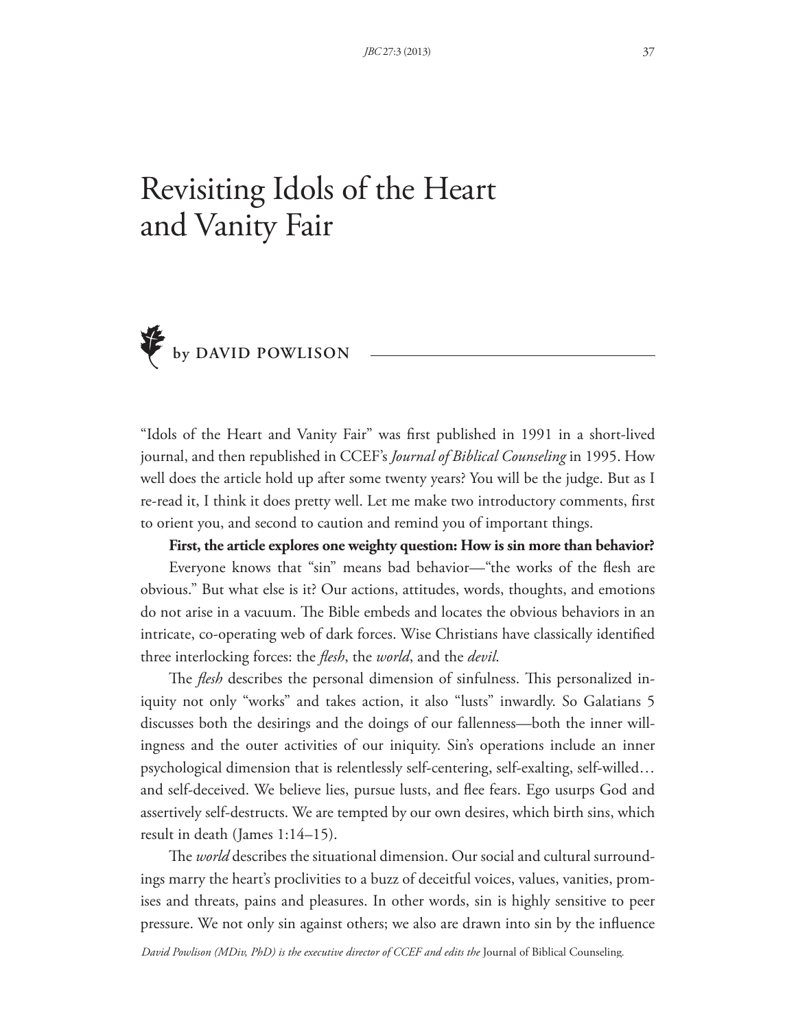# Revisiting Idols of the Heart and Vanity Fair

**by DAVID POWLISON**

"Idols of the Heart and Vanity Fair" was first published in 1991 in a short-lived journal, and then republished in CCEF's *Journal of Biblical Counseling* in 1995. How well does the article hold up after some twenty years? You will be the judge. But as I re-read it, I think it does pretty well. Let me make two introductory comments, first to orient you, and second to caution and remind you of important things.

**First, the article explores one weighty question: How is sin more than behavior?**

Everyone knows that "sin" means bad behavior—"the works of the flesh are obvious." But what else is it? Our actions, attitudes, words, thoughts, and emotions do not arise in a vacuum. The Bible embeds and locates the obvious behaviors in an intricate, co-operating web of dark forces. Wise Christians have classically identified three interlocking forces: the *flesh*, the *world*, and the *devil*.

The *flesh* describes the personal dimension of sinfulness. This personalized iniquity not only "works" and takes action, it also "lusts" inwardly. So Galatians 5 discusses both the desirings and the doings of our fallenness—both the inner willingness and the outer activities of our iniquity. Sin's operations include an inner psychological dimension that is relentlessly self-centering, self-exalting, self-willed… and self-deceived. We believe lies, pursue lusts, and flee fears. Ego usurps God and assertively self-destructs. We are tempted by our own desires, which birth sins, which result in death (James 1:14–15).

The *world* describes the situational dimension. Our social and cultural surroundings marry the heart's proclivities to a buzz of deceitful voices, values, vanities, promises and threats, pains and pleasures. In other words, sin is highly sensitive to peer pressure. We not only sin against others; we also are drawn into sin by the influence

*David Powlison (MDiv, PhD) is the executive director of CCEF and edits the* Journal of Biblical Counseling.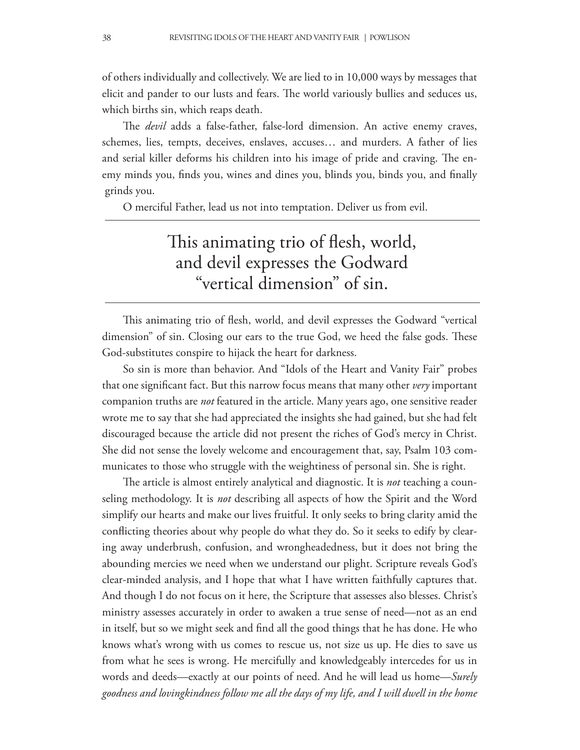of others individually and collectively. We are lied to in 10,000 ways by messages that elicit and pander to our lusts and fears. The world variously bullies and seduces us, which births sin, which reaps death.

The *devil* adds a false-father, false-lord dimension. An active enemy craves, schemes, lies, tempts, deceives, enslaves, accuses… and murders. A father of lies and serial killer deforms his children into his image of pride and craving. The enemy minds you, finds you, wines and dines you, blinds you, binds you, and finally grinds you.

O merciful Father, lead us not into temptation. Deliver us from evil.

> This animating trio of flesh, world, and devil expresses the Godward "vertical dimension" of sin.

This animating trio of flesh, world, and devil expresses the Godward "vertical dimension" of sin. Closing our ears to the true God, we heed the false gods. These God-substitutes conspire to hijack the heart for darkness.

So sin is more than behavior. And "Idols of the Heart and Vanity Fair" probes that one significant fact. But this narrow focus means that many other *very* important companion truths are *not* featured in the article. Many years ago, one sensitive reader wrote me to say that she had appreciated the insights she had gained, but she had felt discouraged because the article did not present the riches of God's mercy in Christ. She did not sense the lovely welcome and encouragement that, say, Psalm 103 communicates to those who struggle with the weightiness of personal sin. She is right.

The article is almost entirely analytical and diagnostic. It is *not* teaching a counseling methodology. It is *not* describing all aspects of how the Spirit and the Word simplify our hearts and make our lives fruitful. It only seeks to bring clarity amid the conflicting theories about why people do what they do. So it seeks to edify by clearing away underbrush, confusion, and wrongheadedness, but it does not bring the abounding mercies we need when we understand our plight. Scripture reveals God's clear-minded analysis, and I hope that what I have written faithfully captures that. And though I do not focus on it here, the Scripture that assesses also blesses. Christ's ministry assesses accurately in order to awaken a true sense of need—not as an end in itself, but so we might seek and find all the good things that he has done. He who knows what's wrong with us comes to rescue us, not size us up. He dies to save us from what he sees is wrong. He mercifully and knowledgeably intercedes for us in words and deeds—exactly at our points of need. And he will lead us home—*Surely goodness and lovingkindness follow me all the days of my life, and I will dwell in the home*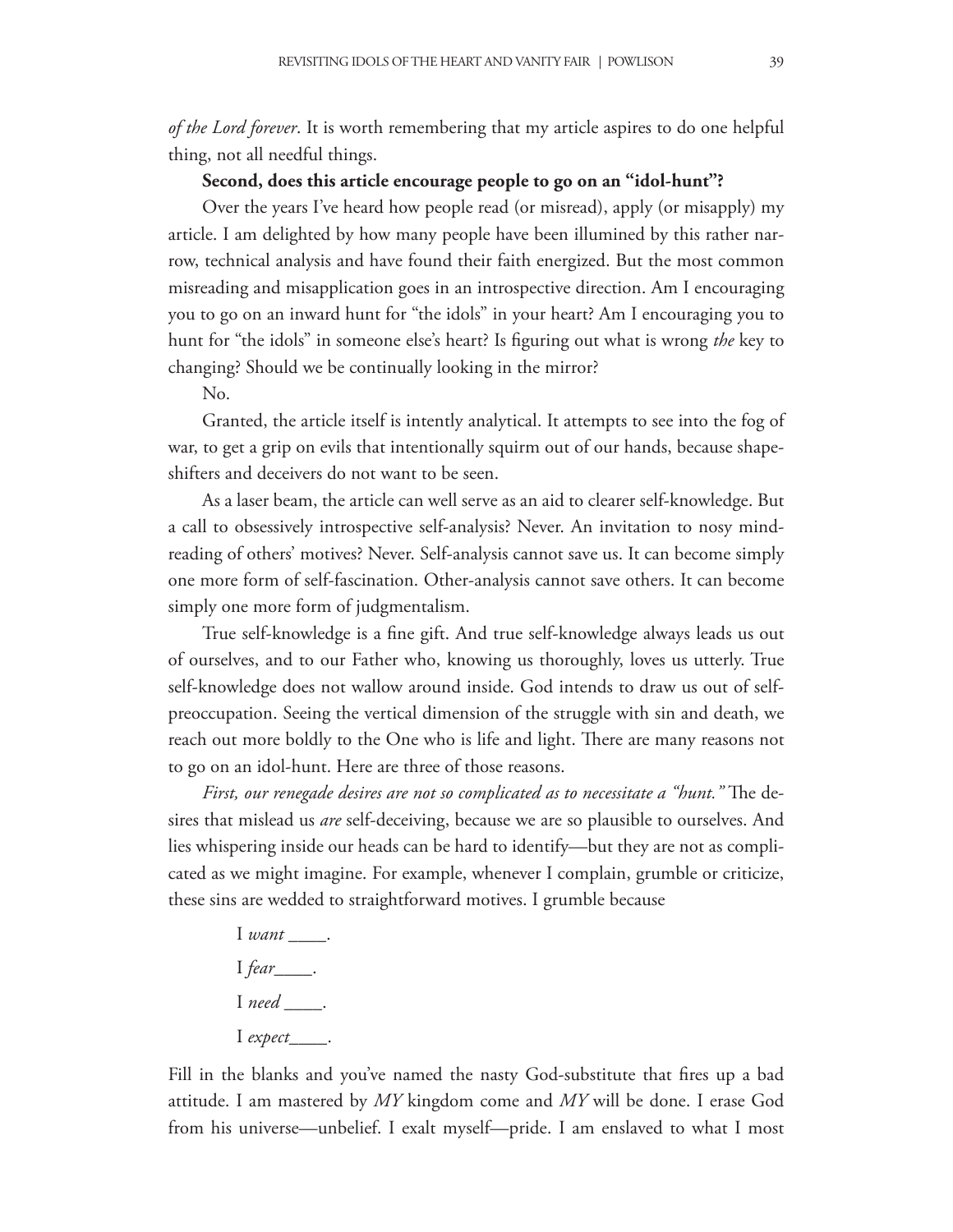*of the Lord forever*. It is worth remembering that my article aspires to do one helpful thing, not all needful things.

**Second, does this article encourage people to go on an "idol-hunt"?**

Over the years I've heard how people read (or misread), apply (or misapply) my article. I am delighted by how many people have been illumined by this rather narrow, technical analysis and have found their faith energized. But the most common misreading and misapplication goes in an introspective direction. Am I encouraging you to go on an inward hunt for "the idols" in your heart? Am I encouraging you to hunt for "the idols" in someone else's heart? Is figuring out what is wrong *the* key to changing? Should we be continually looking in the mirror?

No.

Granted, the article itself is intently analytical. It attempts to see into the fog of war, to get a grip on evils that intentionally squirm out of our hands, because shapeshifters and deceivers do not want to be seen.

As a laser beam, the article can well serve as an aid to clearer self-knowledge. But a call to obsessively introspective self-analysis? Never. An invitation to nosy mind-reading of others' motives? Never. Self-analysis cannot save us. It can become simply one more form of self-fascination. Other-analysis cannot save others. It can become simply one more form of judgmentalism.

True self-knowledge is a fine gift. And true self-knowledge always leads us out of ourselves, and to our Father who, knowing us thoroughly, loves us utterly. True self-knowledge does not wallow around inside. God intends to draw us out of self-preoccupation. Seeing the vertical dimension of the struggle with sin and death, we reach out more boldly to the One who is life and light. There are many reasons not to go on an idol-hunt. Here are three of those reasons.

*First, our renegade desires are not so complicated as to necessitate a "hunt."* The desires that mislead us *are* self-deceiving, because we are so plausible to ourselves. And lies whispering inside our heads can be hard to identify—but they are not as complicated as we might imagine. For example, whenever I complain, grumble or criticize, these sins are wedded to straightforward motives. I grumble because

> I *want* ____.
>
> I *fear*____.
>
> I *need* ____.
>
> I *expect*____.

Fill in the blanks and you've named the nasty God-substitute that fires up a bad attitude. I am mastered by *MY* kingdom come and *MY* will be done. I erase God from his universe—unbelief. I exalt myself—pride. I am enslaved to what I most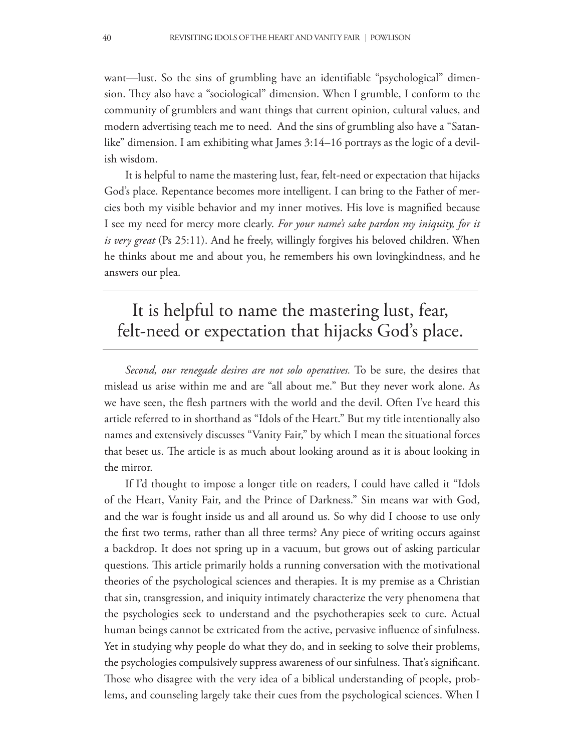want—lust. So the sins of grumbling have an identifiable "psychological" dimension. They also have a "sociological" dimension. When I grumble, I conform to the community of grumblers and want things that current opinion, cultural values, and modern advertising teach me to need. And the sins of grumbling also have a "Satan-like" dimension. I am exhibiting what James 3:14–16 portrays as the logic of a devilish wisdom.

It is helpful to name the mastering lust, fear, felt-need or expectation that hijacks God's place. Repentance becomes more intelligent. I can bring to the Father of mercies both my visible behavior and my inner motives. His love is magnified because I see my need for mercy more clearly. *For your name's sake pardon my iniquity, for it is very great* (Ps 25:11). And he freely, willingly forgives his beloved children. When he thinks about me and about you, he remembers his own lovingkindness, and he answers our plea.

---

> It is helpful to name the mastering lust, fear, felt-need or expectation that hijacks God's place.

---

*Second, our renegade desires are not solo operatives.* To be sure, the desires that mislead us arise within me and are "all about me." But they never work alone. As we have seen, the flesh partners with the world and the devil. Often I've heard this article referred to in shorthand as "Idols of the Heart." But my title intentionally also names and extensively discusses "Vanity Fair," by which I mean the situational forces that beset us. The article is as much about looking around as it is about looking in the mirror.

If I'd thought to impose a longer title on readers, I could have called it "Idols of the Heart, Vanity Fair, and the Prince of Darkness." Sin means war with God, and the war is fought inside us and all around us. So why did I choose to use only the first two terms, rather than all three terms? Any piece of writing occurs against a backdrop. It does not spring up in a vacuum, but grows out of asking particular questions. This article primarily holds a running conversation with the motivational theories of the psychological sciences and therapies. It is my premise as a Christian that sin, transgression, and iniquity intimately characterize the very phenomena that the psychologies seek to understand and the psychotherapies seek to cure. Actual human beings cannot be extricated from the active, pervasive influence of sinfulness. Yet in studying why people do what they do, and in seeking to solve their problems, the psychologies compulsively suppress awareness of our sinfulness. That's significant. Those who disagree with the very idea of a biblical understanding of people, problems, and counseling largely take their cues from the psychological sciences. When I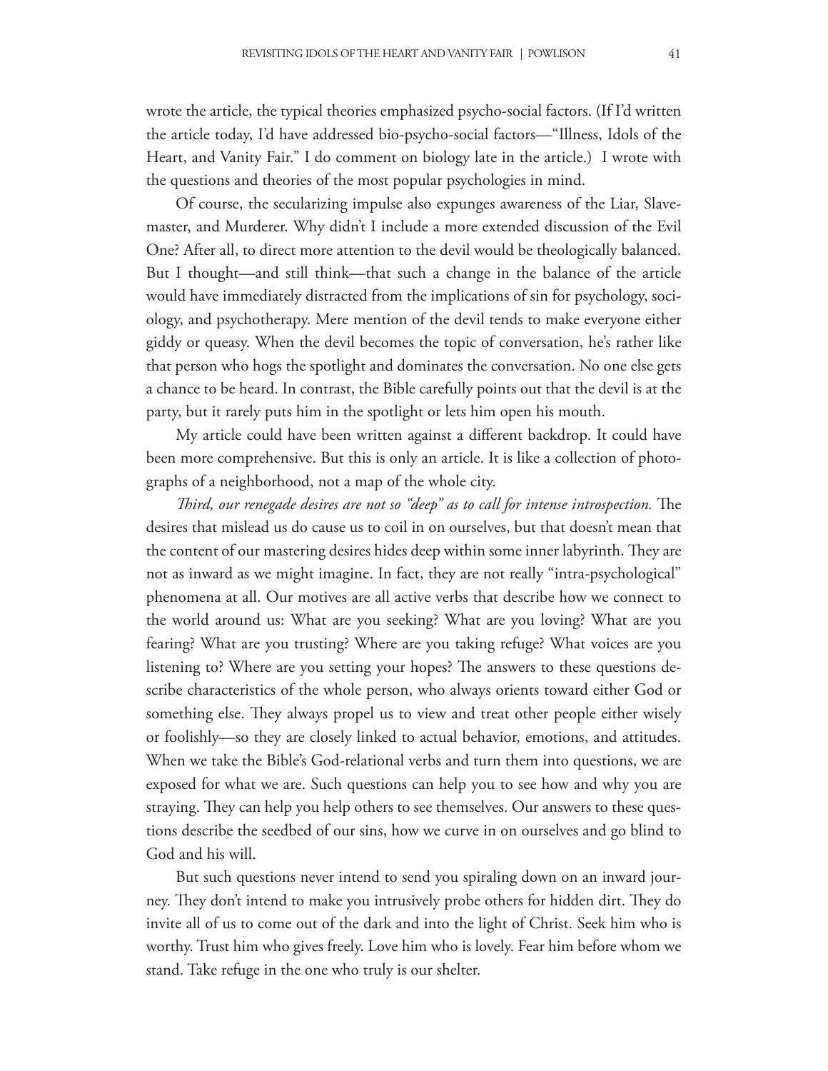wrote the article, the typical theories emphasized psycho-social factors. (If I'd written the article today, I'd have addressed bio-psycho-social factors—"Illness, Idols of the Heart, and Vanity Fair." I do comment on biology late in the article.)  I wrote with the questions and theories of the most popular psychologies in mind.

Of course, the secularizing impulse also expunges awareness of the Liar, Slavemaster, and Murderer. Why didn't I include a more extended discussion of the Evil One? After all, to direct more attention to the devil would be theologically balanced. But I thought—and still think—that such a change in the balance of the article would have immediately distracted from the implications of sin for psychology, sociology, and psychotherapy. Mere mention of the devil tends to make everyone either giddy or queasy. When the devil becomes the topic of conversation, he's rather like that person who hogs the spotlight and dominates the conversation. No one else gets a chance to be heard. In contrast, the Bible carefully points out that the devil is at the party, but it rarely puts him in the spotlight or lets him open his mouth.

My article could have been written against a different backdrop. It could have been more comprehensive. But this is only an article. It is like a collection of photographs of a neighborhood, not a map of the whole city.

*Third, our renegade desires are not so "deep" as to call for intense introspection.* The desires that mislead us do cause us to coil in on ourselves, but that doesn't mean that the content of our mastering desires hides deep within some inner labyrinth. They are not as inward as we might imagine. In fact, they are not really "intra-psychological" phenomena at all. Our motives are all active verbs that describe how we connect to the world around us: What are you seeking? What are you loving? What are you fearing? What are you trusting? Where are you taking refuge? What voices are you listening to? Where are you setting your hopes? The answers to these questions describe characteristics of the whole person, who always orients toward either God or something else. They always propel us to view and treat other people either wisely or foolishly—so they are closely linked to actual behavior, emotions, and attitudes. When we take the Bible's God-relational verbs and turn them into questions, we are exposed for what we are. Such questions can help you to see how and why you are straying. They can help you help others to see themselves. Our answers to these questions describe the seedbed of our sins, how we curve in on ourselves and go blind to God and his will.

But such questions never intend to send you spiraling down on an inward journey. They don't intend to make you intrusively probe others for hidden dirt. They do invite all of us to come out of the dark and into the light of Christ. Seek him who is worthy. Trust him who gives freely. Love him who is lovely. Fear him before whom we stand. Take refuge in the one who truly is our shelter.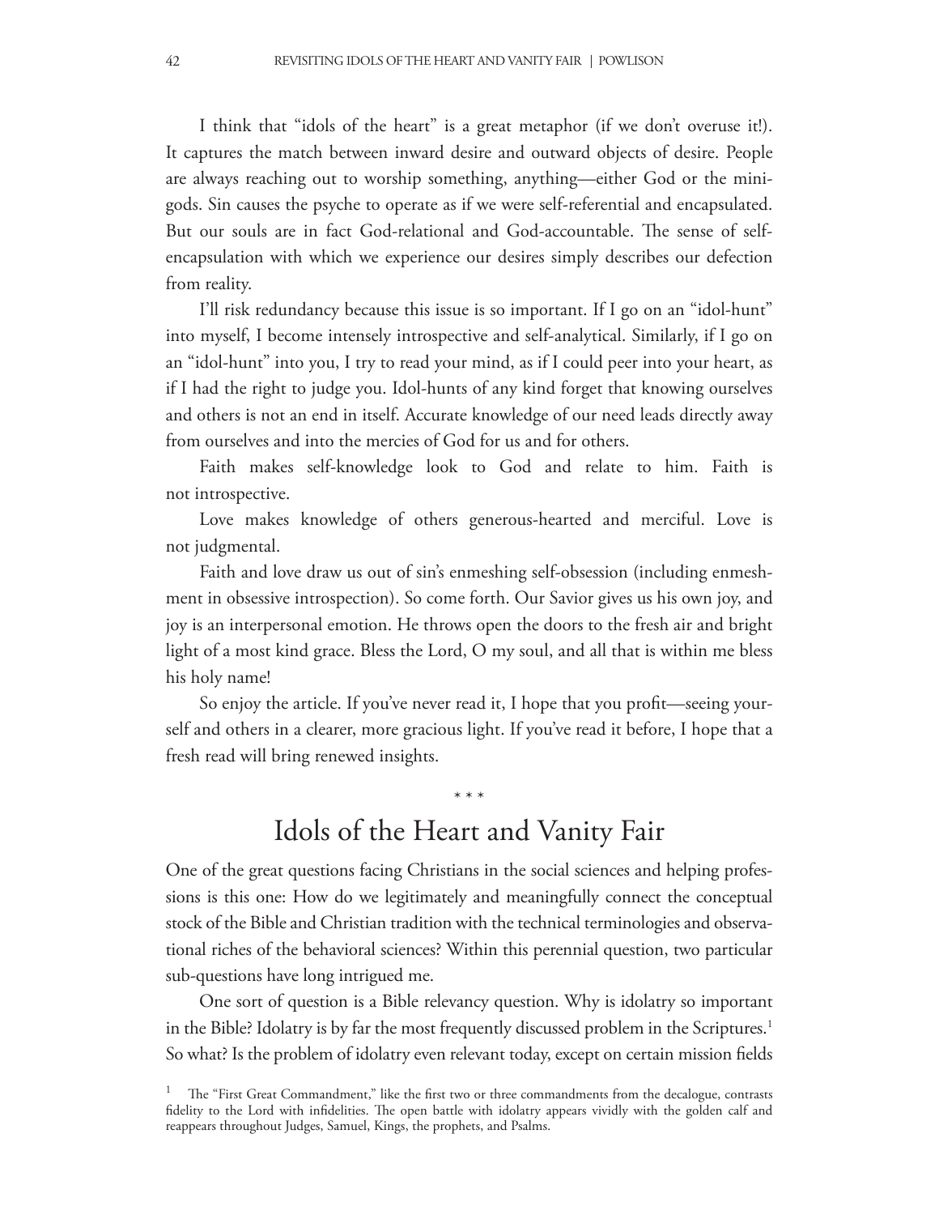I think that "idols of the heart" is a great metaphor (if we don't overuse it!). It captures the match between inward desire and outward objects of desire. People are always reaching out to worship something, anything—either God or the mini-gods. Sin causes the psyche to operate as if we were self-referential and encapsulated. But our souls are in fact God-relational and God-accountable. The sense of self-encapsulation with which we experience our desires simply describes our defection from reality.

I'll risk redundancy because this issue is so important. If I go on an "idol-hunt" into myself, I become intensely introspective and self-analytical. Similarly, if I go on an "idol-hunt" into you, I try to read your mind, as if I could peer into your heart, as if I had the right to judge you. Idol-hunts of any kind forget that knowing ourselves and others is not an end in itself. Accurate knowledge of our need leads directly away from ourselves and into the mercies of God for us and for others.

Faith makes self-knowledge look to God and relate to him. Faith is not introspective.

Love makes knowledge of others generous-hearted and merciful. Love is not judgmental.

Faith and love draw us out of sin's enmeshing self-obsession (including enmeshment in obsessive introspection). So come forth. Our Savior gives us his own joy, and joy is an interpersonal emotion. He throws open the doors to the fresh air and bright light of a most kind grace. Bless the Lord, O my soul, and all that is within me bless his holy name!

So enjoy the article. If you've never read it, I hope that you profit—seeing yourself and others in a clearer, more gracious light. If you've read it before, I hope that a fresh read will bring renewed insights.

* * *

# Idols of the Heart and Vanity Fair

One of the great questions facing Christians in the social sciences and helping professions is this one: How do we legitimately and meaningfully connect the conceptual stock of the Bible and Christian tradition with the technical terminologies and observational riches of the behavioral sciences? Within this perennial question, two particular sub-questions have long intrigued me.

One sort of question is a Bible relevancy question. Why is idolatry so important in the Bible? Idolatry is by far the most frequently discussed problem in the Scriptures.[1] So what? Is the problem of idolatry even relevant today, except on certain mission fields

[1] The "First Great Commandment," like the first two or three commandments from the decalogue, contrasts fidelity to the Lord with infidelities. The open battle with idolatry appears vividly with the golden calf and reappears throughout Judges, Samuel, Kings, the prophets, and Psalms.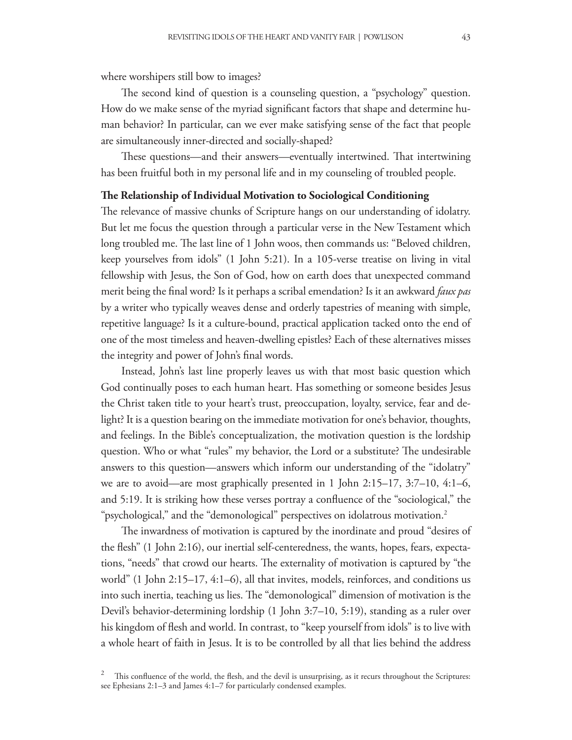where worshipers still bow to images?

The second kind of question is a counseling question, a "psychology" question. How do we make sense of the myriad significant factors that shape and determine human behavior? In particular, can we ever make satisfying sense of the fact that people are simultaneously inner-directed and socially-shaped?

These questions—and their answers—eventually intertwined. That intertwining has been fruitful both in my personal life and in my counseling of troubled people.

**The Relationship of Individual Motivation to Sociological Conditioning**

The relevance of massive chunks of Scripture hangs on our understanding of idolatry. But let me focus the question through a particular verse in the New Testament which long troubled me. The last line of 1 John woos, then commands us: "Beloved children, keep yourselves from idols" (1 John 5:21). In a 105-verse treatise on living in vital fellowship with Jesus, the Son of God, how on earth does that unexpected command merit being the final word? Is it perhaps a scribal emendation? Is it an awkward *faux pas* by a writer who typically weaves dense and orderly tapestries of meaning with simple, repetitive language? Is it a culture-bound, practical application tacked onto the end of one of the most timeless and heaven-dwelling epistles? Each of these alternatives misses the integrity and power of John's final words.

Instead, John's last line properly leaves us with that most basic question which God continually poses to each human heart. Has something or someone besides Jesus the Christ taken title to your heart's trust, preoccupation, loyalty, service, fear and delight? It is a question bearing on the immediate motivation for one's behavior, thoughts, and feelings. In the Bible's conceptualization, the motivation question is the lordship question. Who or what "rules" my behavior, the Lord or a substitute? The undesirable answers to this question—answers which inform our understanding of the "idolatry" we are to avoid—are most graphically presented in 1 John 2:15–17, 3:7–10, 4:1–6, and 5:19. It is striking how these verses portray a confluence of the "sociological," the "psychological," and the "demonological" perspectives on idolatrous motivation.[2]

The inwardness of motivation is captured by the inordinate and proud "desires of the flesh" (1 John 2:16), our inertial self-centeredness, the wants, hopes, fears, expectations, "needs" that crowd our hearts. The externality of motivation is captured by "the world" (1 John 2:15–17, 4:1–6), all that invites, models, reinforces, and conditions us into such inertia, teaching us lies. The "demonological" dimension of motivation is the Devil's behavior-determining lordship (1 John 3:7–10, 5:19), standing as a ruler over his kingdom of flesh and world. In contrast, to "keep yourself from idols" is to live with a whole heart of faith in Jesus. It is to be controlled by all that lies behind the address

[2] This confluence of the world, the flesh, and the devil is unsurprising, as it recurs throughout the Scriptures: see Ephesians 2:1–3 and James 4:1–7 for particularly condensed examples.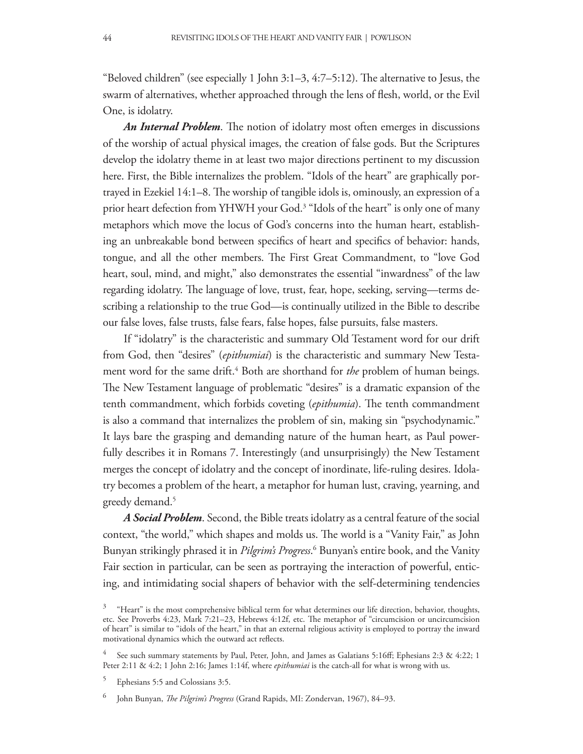"Beloved children" (see especially 1 John 3:1–3, 4:7–5:12). The alternative to Jesus, the swarm of alternatives, whether approached through the lens of flesh, world, or the Evil One, is idolatry.

***An Internal Problem***. The notion of idolatry most often emerges in discussions of the worship of actual physical images, the creation of false gods. But the Scriptures develop the idolatry theme in at least two major directions pertinent to my discussion here. First, the Bible internalizes the problem. "Idols of the heart" are graphically portrayed in Ezekiel 14:1–8. The worship of tangible idols is, ominously, an expression of a prior heart defection from YHWH your God.[3] "Idols of the heart" is only one of many metaphors which move the locus of God's concerns into the human heart, establishing an unbreakable bond between specifics of heart and specifics of behavior: hands, tongue, and all the other members. The First Great Commandment, to "love God heart, soul, mind, and might," also demonstrates the essential "inwardness" of the law regarding idolatry. The language of love, trust, fear, hope, seeking, serving—terms describing a relationship to the true God—is continually utilized in the Bible to describe our false loves, false trusts, false fears, false hopes, false pursuits, false masters.

If "idolatry" is the characteristic and summary Old Testament word for our drift from God, then "desires" (*epithumiai*) is the characteristic and summary New Testament word for the same drift.[4] Both are shorthand for *the* problem of human beings. The New Testament language of problematic "desires" is a dramatic expansion of the tenth commandment, which forbids coveting (*epithumia*). The tenth commandment is also a command that internalizes the problem of sin, making sin "psychodynamic." It lays bare the grasping and demanding nature of the human heart, as Paul powerfully describes it in Romans 7. Interestingly (and unsurprisingly) the New Testament merges the concept of idolatry and the concept of inordinate, life-ruling desires. Idolatry becomes a problem of the heart, a metaphor for human lust, craving, yearning, and greedy demand.[5]

***A Social Problem***. Second, the Bible treats idolatry as a central feature of the social context, "the world," which shapes and molds us. The world is a "Vanity Fair," as John Bunyan strikingly phrased it in *Pilgrim's Progress*.[6] Bunyan's entire book, and the Vanity Fair section in particular, can be seen as portraying the interaction of powerful, enticing, and intimidating social shapers of behavior with the self-determining tendencies

---

[3] "Heart" is the most comprehensive biblical term for what determines our life direction, behavior, thoughts, etc. See Proverbs 4:23, Mark 7:21–23, Hebrews 4:12f, etc. The metaphor of "circumcision or uncircumcision of heart" is similar to "idols of the heart," in that an external religious activity is employed to portray the inward motivational dynamics which the outward act reflects.

[4] See such summary statements by Paul, Peter, John, and James as Galatians 5:16ff; Ephesians 2:3 & 4:22; 1 Peter 2:11 & 4:2; 1 John 2:16; James 1:14f, where *epithumiai* is the catch-all for what is wrong with us.

[5] Ephesians 5:5 and Colossians 3:5.

[6] John Bunyan, *The Pilgrim's Progress* (Grand Rapids, MI: Zondervan, 1967), 84–93.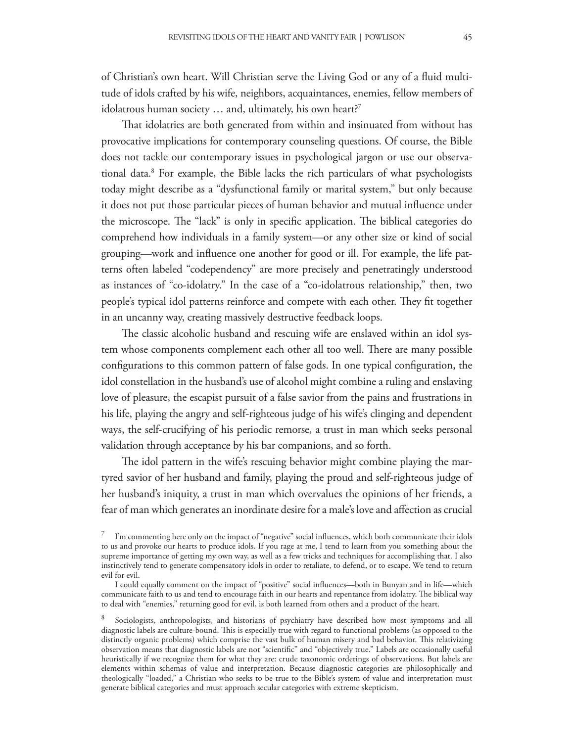of Christian's own heart. Will Christian serve the Living God or any of a fluid multitude of idols crafted by his wife, neighbors, acquaintances, enemies, fellow members of idolatrous human society … and, ultimately, his own heart?[7]

That idolatries are both generated from within and insinuated from without has provocative implications for contemporary counseling questions. Of course, the Bible does not tackle our contemporary issues in psychological jargon or use our observational data.[8] For example, the Bible lacks the rich particulars of what psychologists today might describe as a "dysfunctional family or marital system," but only because it does not put those particular pieces of human behavior and mutual influence under the microscope. The "lack" is only in specific application. The biblical categories do comprehend how individuals in a family system—or any other size or kind of social grouping—work and influence one another for good or ill. For example, the life patterns often labeled "codependency" are more precisely and penetratingly understood as instances of "co-idolatry." In the case of a "co-idolatrous relationship," then, two people's typical idol patterns reinforce and compete with each other. They fit together in an uncanny way, creating massively destructive feedback loops.

The classic alcoholic husband and rescuing wife are enslaved within an idol system whose components complement each other all too well. There are many possible configurations to this common pattern of false gods. In one typical configuration, the idol constellation in the husband's use of alcohol might combine a ruling and enslaving love of pleasure, the escapist pursuit of a false savior from the pains and frustrations in his life, playing the angry and self-righteous judge of his wife's clinging and dependent ways, the self-crucifying of his periodic remorse, a trust in man which seeks personal validation through acceptance by his bar companions, and so forth.

The idol pattern in the wife's rescuing behavior might combine playing the martyred savior of her husband and family, playing the proud and self-righteous judge of her husband's iniquity, a trust in man which overvalues the opinions of her friends, a fear of man which generates an inordinate desire for a male's love and affection as crucial

---

[7] I'm commenting here only on the impact of "negative" social influences, which both communicate their idols to us and provoke our hearts to produce idols. If you rage at me, I tend to learn from you something about the supreme importance of getting my own way, as well as a few tricks and techniques for accomplishing that. I also instinctively tend to generate compensatory idols in order to retaliate, to defend, or to escape. We tend to return evil for evil.

I could equally comment on the impact of "positive" social influences—both in Bunyan and in life—which communicate faith to us and tend to encourage faith in our hearts and repentance from idolatry. The biblical way to deal with "enemies," returning good for evil, is both learned from others and a product of the heart.

[8] Sociologists, anthropologists, and historians of psychiatry have described how most symptoms and all diagnostic labels are culture-bound. This is especially true with regard to functional problems (as opposed to the distinctly organic problems) which comprise the vast bulk of human misery and bad behavior. This relativizing observation means that diagnostic labels are not "scientific" and "objectively true." Labels are occasionally useful heuristically if we recognize them for what they are: crude taxonomic orderings of observations. But labels are elements within schemas of value and interpretation. Because diagnostic categories are philosophically and theologically "loaded," a Christian who seeks to be true to the Bible's system of value and interpretation must generate biblical categories and must approach secular categories with extreme skepticism.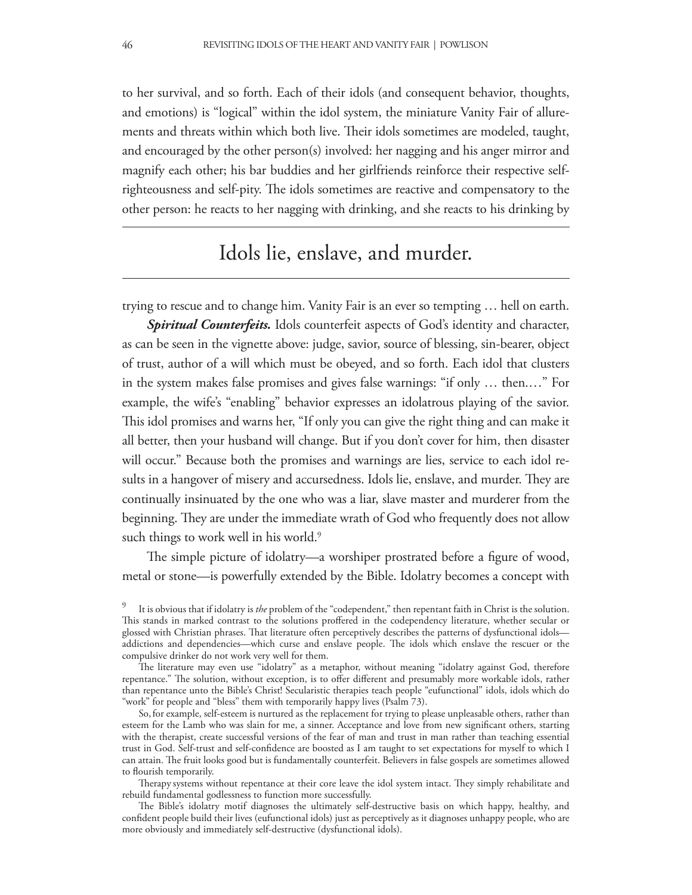to her survival, and so forth. Each of their idols (and consequent behavior, thoughts, and emotions) is "logical" within the idol system, the miniature Vanity Fair of allurements and threats within which both live. Their idols sometimes are modeled, taught, and encouraged by the other person(s) involved: her nagging and his anger mirror and magnify each other; his bar buddies and her girlfriends reinforce their respective self-righteousness and self-pity. The idols sometimes are reactive and compensatory to the other person: he reacts to her nagging with drinking, and she reacts to his drinking by

> Idols lie, enslave, and murder.

trying to rescue and to change him. Vanity Fair is an ever so tempting … hell on earth.

***Spiritual Counterfeits.*** Idols counterfeit aspects of God's identity and character, as can be seen in the vignette above: judge, savior, source of blessing, sin-bearer, object of trust, author of a will which must be obeyed, and so forth. Each idol that clusters in the system makes false promises and gives false warnings: "if only … then.…" For example, the wife's "enabling" behavior expresses an idolatrous playing of the savior. This idol promises and warns her, "If only you can give the right thing and can make it all better, then your husband will change. But if you don't cover for him, then disaster will occur." Because both the promises and warnings are lies, service to each idol results in a hangover of misery and accursedness. Idols lie, enslave, and murder. They are continually insinuated by the one who was a liar, slave master and murderer from the beginning. They are under the immediate wrath of God who frequently does not allow such things to work well in his world.[9]

The simple picture of idolatry—a worshiper prostrated before a figure of wood, metal or stone—is powerfully extended by the Bible. Idolatry becomes a concept with

---

[9] It is obvious that if idolatry is *the* problem of the "codependent," then repentant faith in Christ is the solution. This stands in marked contrast to the solutions proffered in the codependency literature, whether secular or glossed with Christian phrases. That literature often perceptively describes the patterns of dysfunctional idols—addictions and dependencies—which curse and enslave people. The idols which enslave the rescuer or the compulsive drinker do not work very well for them.

The literature may even use "idolatry" as a metaphor, without meaning "idolatry against God, therefore repentance." The solution, without exception, is to offer different and presumably more workable idols, rather than repentance unto the Bible's Christ! Secularistic therapies teach people "eufunctional" idols, idols which do "work" for people and "bless" them with temporarily happy lives (Psalm 73).

So, for example, self-esteem is nurtured as the replacement for trying to please unpleasable others, rather than esteem for the Lamb who was slain for me, a sinner. Acceptance and love from new significant others, starting with the therapist, create successful versions of the fear of man and trust in man rather than teaching essential trust in God. Self-trust and self-confidence are boosted as I am taught to set expectations for myself to which I can attain. The fruit looks good but is fundamentally counterfeit. Believers in false gospels are sometimes allowed to flourish temporarily.

Therapy systems without repentance at their core leave the idol system intact. They simply rehabilitate and rebuild fundamental godlessness to function more successfully.

The Bible's idolatry motif diagnoses the ultimately self-destructive basis on which happy, healthy, and confident people build their lives (eufunctional idols) just as perceptively as it diagnoses unhappy people, who are more obviously and immediately self-destructive (dysfunctional idols).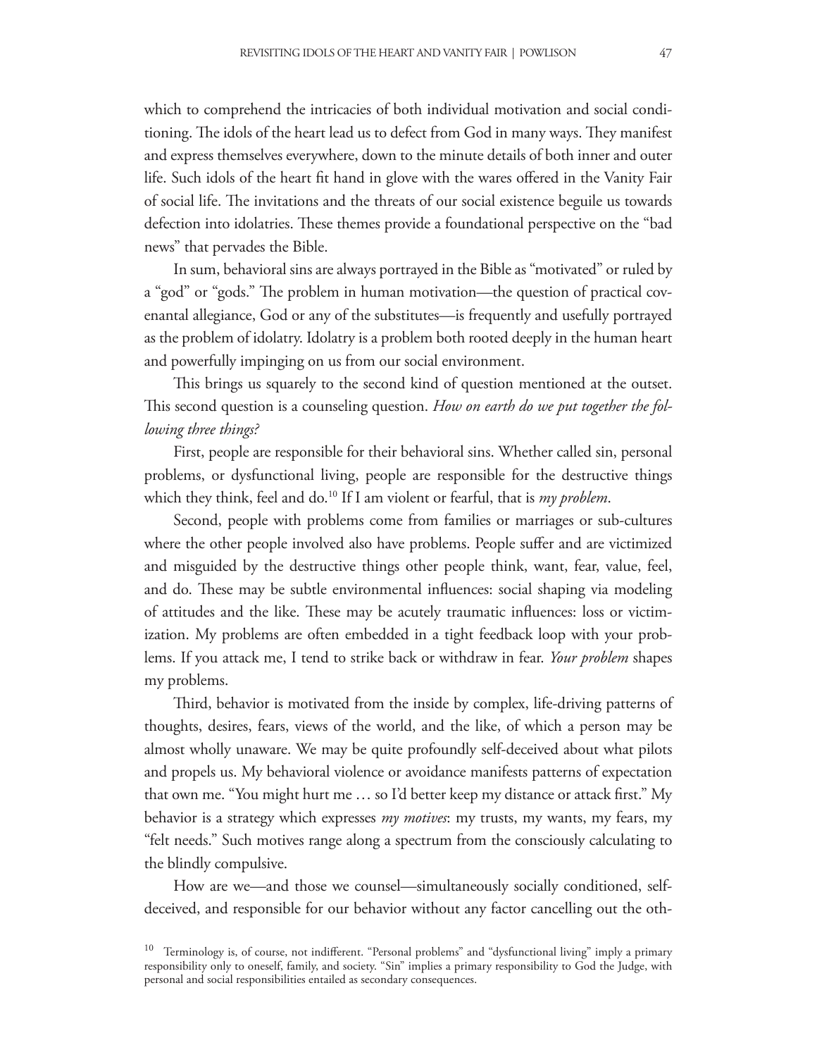which to comprehend the intricacies of both individual motivation and social conditioning. The idols of the heart lead us to defect from God in many ways. They manifest and express themselves everywhere, down to the minute details of both inner and outer life. Such idols of the heart fit hand in glove with the wares offered in the Vanity Fair of social life. The invitations and the threats of our social existence beguile us towards defection into idolatries. These themes provide a foundational perspective on the "bad news" that pervades the Bible.

In sum, behavioral sins are always portrayed in the Bible as "motivated" or ruled by a "god" or "gods." The problem in human motivation—the question of practical covenantal allegiance, God or any of the substitutes—is frequently and usefully portrayed as the problem of idolatry. Idolatry is a problem both rooted deeply in the human heart and powerfully impinging on us from our social environment.

This brings us squarely to the second kind of question mentioned at the outset. This second question is a counseling question. *How on earth do we put together the following three things?*

First, people are responsible for their behavioral sins. Whether called sin, personal problems, or dysfunctional living, people are responsible for the destructive things which they think, feel and do.[10] If I am violent or fearful, that is *my problem*.

Second, people with problems come from families or marriages or sub-cultures where the other people involved also have problems. People suffer and are victimized and misguided by the destructive things other people think, want, fear, value, feel, and do. These may be subtle environmental influences: social shaping via modeling of attitudes and the like. These may be acutely traumatic influences: loss or victimization. My problems are often embedded in a tight feedback loop with your problems. If you attack me, I tend to strike back or withdraw in fear. *Your problem* shapes my problems.

Third, behavior is motivated from the inside by complex, life-driving patterns of thoughts, desires, fears, views of the world, and the like, of which a person may be almost wholly unaware. We may be quite profoundly self-deceived about what pilots and propels us. My behavioral violence or avoidance manifests patterns of expectation that own me. "You might hurt me … so I'd better keep my distance or attack first." My behavior is a strategy which expresses *my motives*: my trusts, my wants, my fears, my "felt needs." Such motives range along a spectrum from the consciously calculating to the blindly compulsive.

How are we—and those we counsel—simultaneously socially conditioned, self-deceived, and responsible for our behavior without any factor cancelling out the oth-

[10] Terminology is, of course, not indifferent. "Personal problems" and "dysfunctional living" imply a primary responsibility only to oneself, family, and society. "Sin" implies a primary responsibility to God the Judge, with personal and social responsibilities entailed as secondary consequences.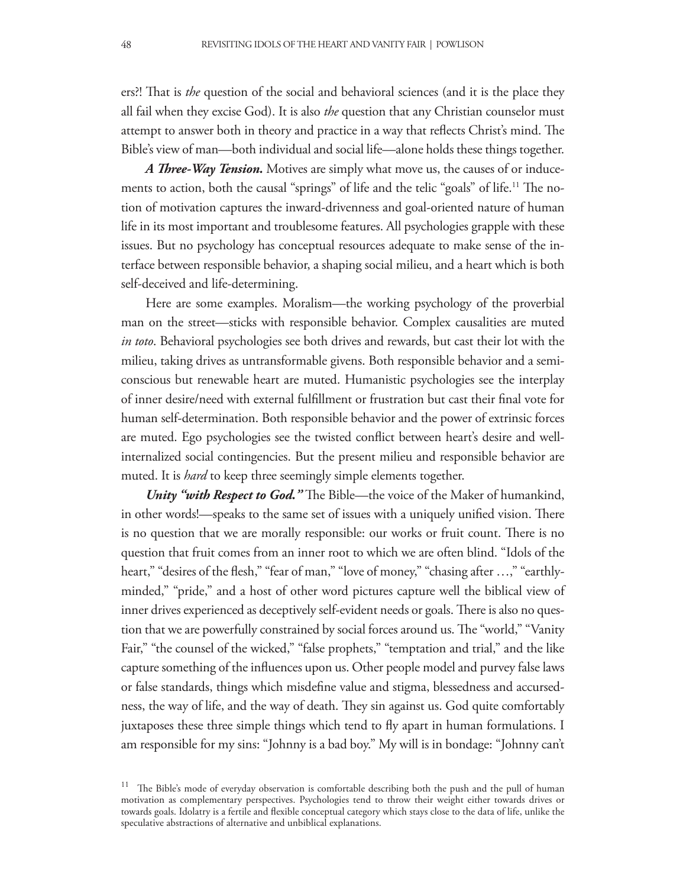ers?! That is *the* question of the social and behavioral sciences (and it is the place they all fail when they excise God). It is also *the* question that any Christian counselor must attempt to answer both in theory and practice in a way that reflects Christ's mind. The Bible's view of man—both individual and social life—alone holds these things together.

***A Three-Way Tension.*** Motives are simply what move us, the causes of or inducements to action, both the causal "springs" of life and the telic "goals" of life.[11] The notion of motivation captures the inward-drivenness and goal-oriented nature of human life in its most important and troublesome features. All psychologies grapple with these issues. But no psychology has conceptual resources adequate to make sense of the interface between responsible behavior, a shaping social milieu, and a heart which is both self-deceived and life-determining.

Here are some examples. Moralism—the working psychology of the proverbial man on the street—sticks with responsible behavior. Complex causalities are muted *in toto*. Behavioral psychologies see both drives and rewards, but cast their lot with the milieu, taking drives as untransformable givens. Both responsible behavior and a semi-conscious but renewable heart are muted. Humanistic psychologies see the interplay of inner desire/need with external fulfillment or frustration but cast their final vote for human self-determination. Both responsible behavior and the power of extrinsic forces are muted. Ego psychologies see the twisted conflict between heart's desire and well-internalized social contingencies. But the present milieu and responsible behavior are muted. It is *hard* to keep three seemingly simple elements together.

***Unity "with Respect to God."*** The Bible—the voice of the Maker of humankind, in other words!—speaks to the same set of issues with a uniquely unified vision. There is no question that we are morally responsible: our works or fruit count. There is no question that fruit comes from an inner root to which we are often blind. "Idols of the heart," "desires of the flesh," "fear of man," "love of money," "chasing after …," "earthly-minded," "pride," and a host of other word pictures capture well the biblical view of inner drives experienced as deceptively self-evident needs or goals. There is also no question that we are powerfully constrained by social forces around us. The "world," "Vanity Fair," "the counsel of the wicked," "false prophets," "temptation and trial," and the like capture something of the influences upon us. Other people model and purvey false laws or false standards, things which misdefine value and stigma, blessedness and accursedness, the way of life, and the way of death. They sin against us. God quite comfortably juxtaposes these three simple things which tend to fly apart in human formulations. I am responsible for my sins: "Johnny is a bad boy." My will is in bondage: "Johnny can't

[11] The Bible's mode of everyday observation is comfortable describing both the push and the pull of human motivation as complementary perspectives. Psychologies tend to throw their weight either towards drives or towards goals. Idolatry is a fertile and flexible conceptual category which stays close to the data of life, unlike the speculative abstractions of alternative and unbiblical explanations.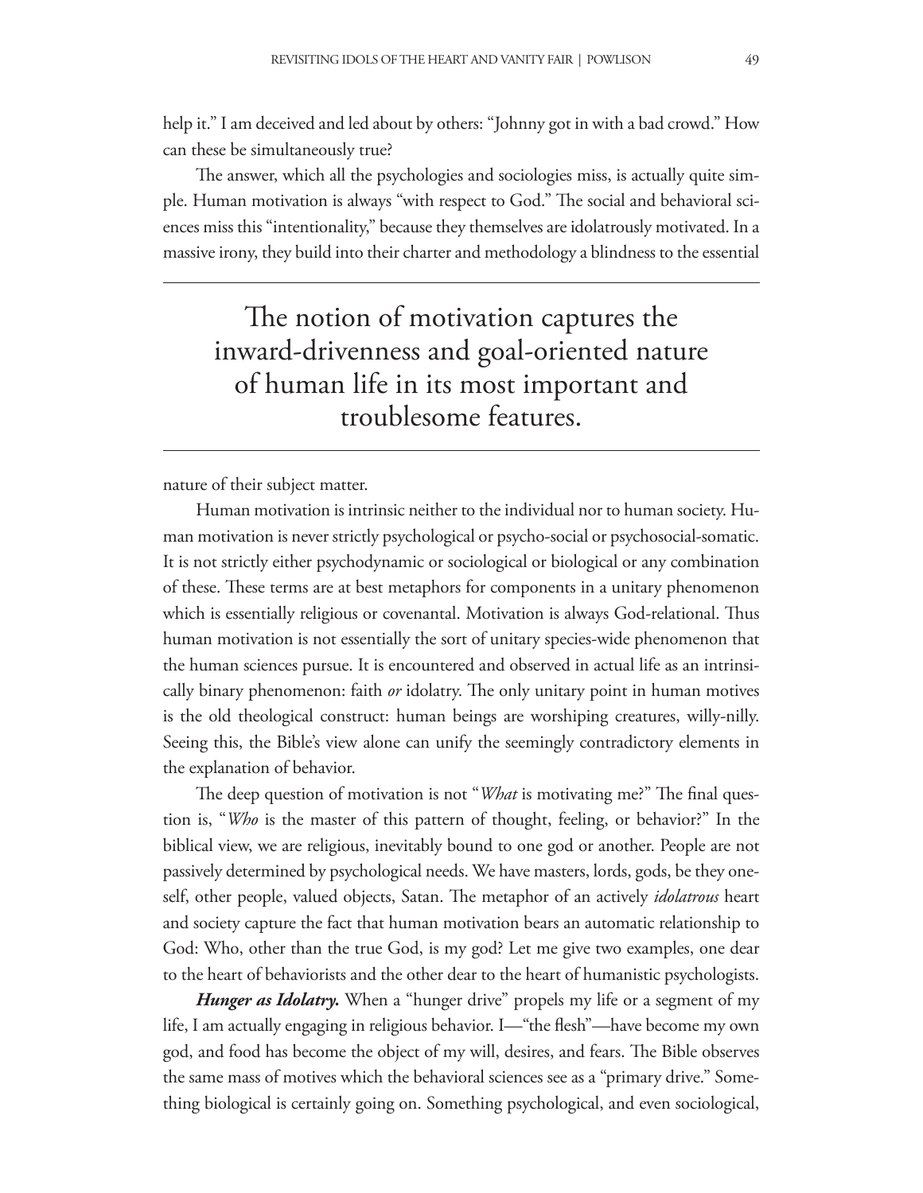help it." I am deceived and led about by others: "Johnny got in with a bad crowd." How can these be simultaneously true?

The answer, which all the psychologies and sociologies miss, is actually quite simple. Human motivation is always "with respect to God." The social and behavioral sciences miss this "intentionality," because they themselves are idolatrously motivated. In a massive irony, they build into their charter and methodology a blindness to the essential nature of their subject matter.

> The notion of motivation captures the inward-drivenness and goal-oriented nature of human life in its most important and troublesome features.

Human motivation is intrinsic neither to the individual nor to human society. Human motivation is never strictly psychological or psycho-social or psychosocial-somatic. It is not strictly either psychodynamic or sociological or biological or any combination of these. These terms are at best metaphors for components in a unitary phenomenon which is essentially religious or covenantal. Motivation is always God-relational. Thus human motivation is not essentially the sort of unitary species-wide phenomenon that the human sciences pursue. It is encountered and observed in actual life as an intrinsically binary phenomenon: faith *or* idolatry. The only unitary point in human motives is the old theological construct: human beings are worshiping creatures, willy-nilly. Seeing this, the Bible's view alone can unify the seemingly contradictory elements in the explanation of behavior.

The deep question of motivation is not "*What* is motivating me?" The final question is, "*Who* is the master of this pattern of thought, feeling, or behavior?" In the biblical view, we are religious, inevitably bound to one god or another. People are not passively determined by psychological needs. We have masters, lords, gods, be they oneself, other people, valued objects, Satan. The metaphor of an actively *idolatrous* heart and society capture the fact that human motivation bears an automatic relationship to God: Who, other than the true God, is my god? Let me give two examples, one dear to the heart of behaviorists and the other dear to the heart of humanistic psychologists.

***Hunger as Idolatry.*** When a "hunger drive" propels my life or a segment of my life, I am actually engaging in religious behavior. I—"the flesh"—have become my own god, and food has become the object of my will, desires, and fears. The Bible observes the same mass of motives which the behavioral sciences see as a "primary drive." Something biological is certainly going on. Something psychological, and even sociological,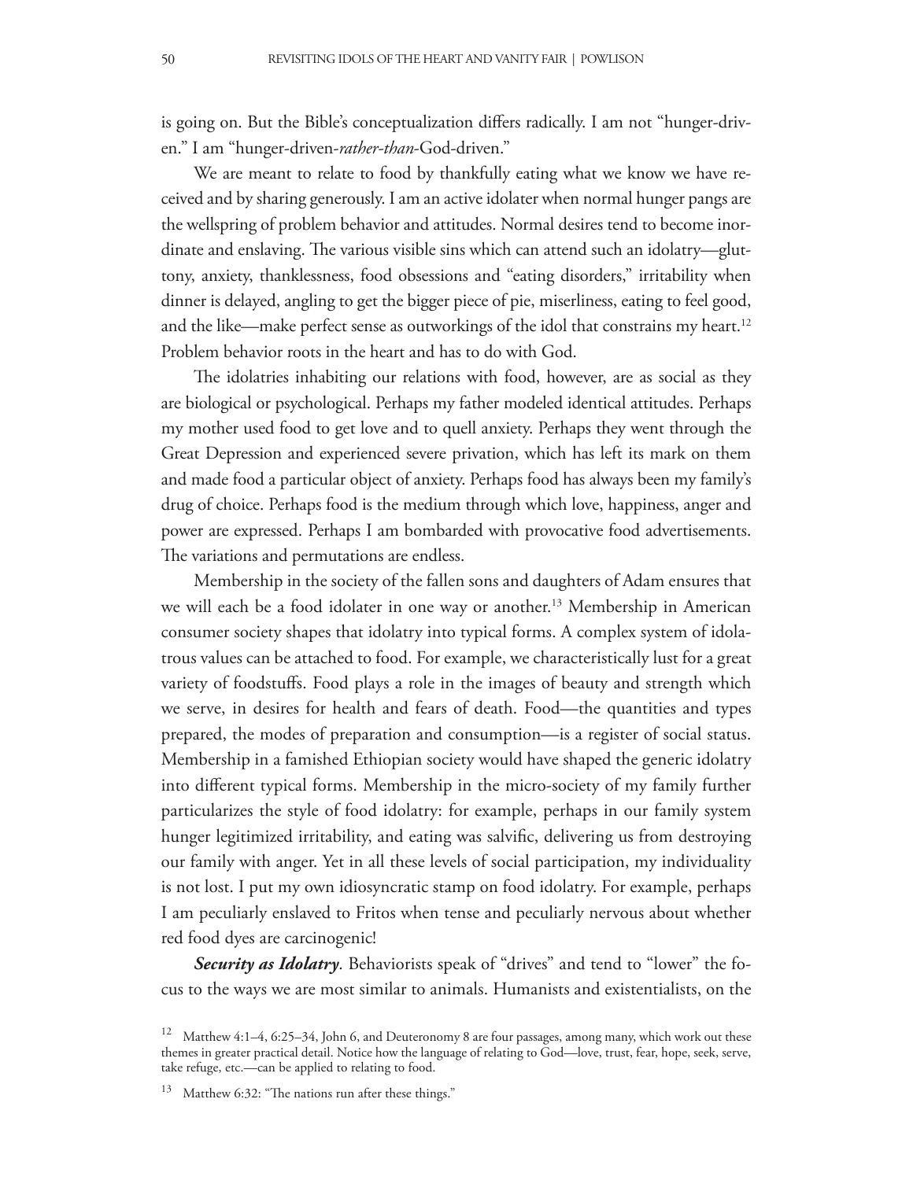is going on. But the Bible's conceptualization differs radically. I am not "hunger-driven." I am "hunger-driven-*rather-than*-God-driven."

We are meant to relate to food by thankfully eating what we know we have received and by sharing generously. I am an active idolater when normal hunger pangs are the wellspring of problem behavior and attitudes. Normal desires tend to become inordinate and enslaving. The various visible sins which can attend such an idolatry—gluttony, anxiety, thanklessness, food obsessions and "eating disorders," irritability when dinner is delayed, angling to get the bigger piece of pie, miserliness, eating to feel good, and the like—make perfect sense as outworkings of the idol that constrains my heart.[12] Problem behavior roots in the heart and has to do with God.

The idolatries inhabiting our relations with food, however, are as social as they are biological or psychological. Perhaps my father modeled identical attitudes. Perhaps my mother used food to get love and to quell anxiety. Perhaps they went through the Great Depression and experienced severe privation, which has left its mark on them and made food a particular object of anxiety. Perhaps food has always been my family's drug of choice. Perhaps food is the medium through which love, happiness, anger and power are expressed. Perhaps I am bombarded with provocative food advertisements. The variations and permutations are endless.

Membership in the society of the fallen sons and daughters of Adam ensures that we will each be a food idolater in one way or another.[13] Membership in American consumer society shapes that idolatry into typical forms. A complex system of idolatrous values can be attached to food. For example, we characteristically lust for a great variety of foodstuffs. Food plays a role in the images of beauty and strength which we serve, in desires for health and fears of death. Food—the quantities and types prepared, the modes of preparation and consumption—is a register of social status. Membership in a famished Ethiopian society would have shaped the generic idolatry into different typical forms. Membership in the micro-society of my family further particularizes the style of food idolatry: for example, perhaps in our family system hunger legitimized irritability, and eating was salvific, delivering us from destroying our family with anger. Yet in all these levels of social participation, my individuality is not lost. I put my own idiosyncratic stamp on food idolatry. For example, perhaps I am peculiarly enslaved to Fritos when tense and peculiarly nervous about whether red food dyes are carcinogenic!

***Security as Idolatry***. Behaviorists speak of "drives" and tend to "lower" the focus to the ways we are most similar to animals. Humanists and existentialists, on the

---

[12] Matthew 4:1–4, 6:25–34, John 6, and Deuteronomy 8 are four passages, among many, which work out these themes in greater practical detail. Notice how the language of relating to God—love, trust, fear, hope, seek, serve, take refuge, etc.—can be applied to relating to food.

[13] Matthew 6:32: "The nations run after these things."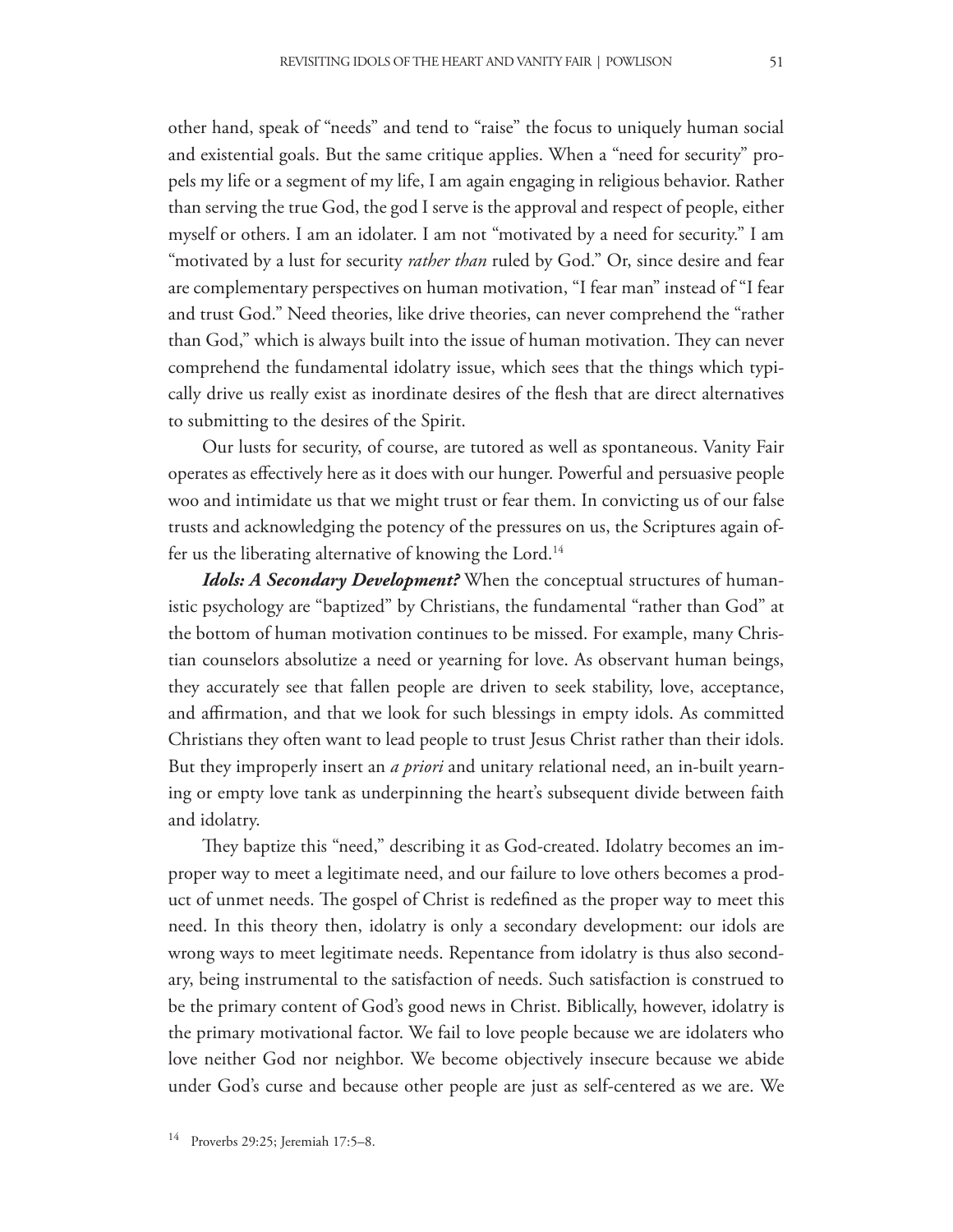other hand, speak of "needs" and tend to "raise" the focus to uniquely human social and existential goals. But the same critique applies. When a "need for security" propels my life or a segment of my life, I am again engaging in religious behavior. Rather than serving the true God, the god I serve is the approval and respect of people, either myself or others. I am an idolater. I am not "motivated by a need for security." I am "motivated by a lust for security *rather than* ruled by God." Or, since desire and fear are complementary perspectives on human motivation, "I fear man" instead of "I fear and trust God." Need theories, like drive theories, can never comprehend the "rather than God," which is always built into the issue of human motivation. They can never comprehend the fundamental idolatry issue, which sees that the things which typically drive us really exist as inordinate desires of the flesh that are direct alternatives to submitting to the desires of the Spirit.

Our lusts for security, of course, are tutored as well as spontaneous. Vanity Fair operates as effectively here as it does with our hunger. Powerful and persuasive people woo and intimidate us that we might trust or fear them. In convicting us of our false trusts and acknowledging the potency of the pressures on us, the Scriptures again offer us the liberating alternative of knowing the Lord.[14]

***Idols: A Secondary Development?*** When the conceptual structures of humanistic psychology are "baptized" by Christians, the fundamental "rather than God" at the bottom of human motivation continues to be missed. For example, many Christian counselors absolutize a need or yearning for love. As observant human beings, they accurately see that fallen people are driven to seek stability, love, acceptance, and affirmation, and that we look for such blessings in empty idols. As committed Christians they often want to lead people to trust Jesus Christ rather than their idols. But they improperly insert an *a priori* and unitary relational need, an in-built yearning or empty love tank as underpinning the heart's subsequent divide between faith and idolatry.

They baptize this "need," describing it as God-created. Idolatry becomes an improper way to meet a legitimate need, and our failure to love others becomes a product of unmet needs. The gospel of Christ is redefined as the proper way to meet this need. In this theory then, idolatry is only a secondary development: our idols are wrong ways to meet legitimate needs. Repentance from idolatry is thus also secondary, being instrumental to the satisfaction of needs. Such satisfaction is construed to be the primary content of God's good news in Christ. Biblically, however, idolatry is the primary motivational factor. We fail to love people because we are idolaters who love neither God nor neighbor. We become objectively insecure because we abide under God's curse and because other people are just as self-centered as we are. We

[14] Proverbs 29:25; Jeremiah 17:5–8.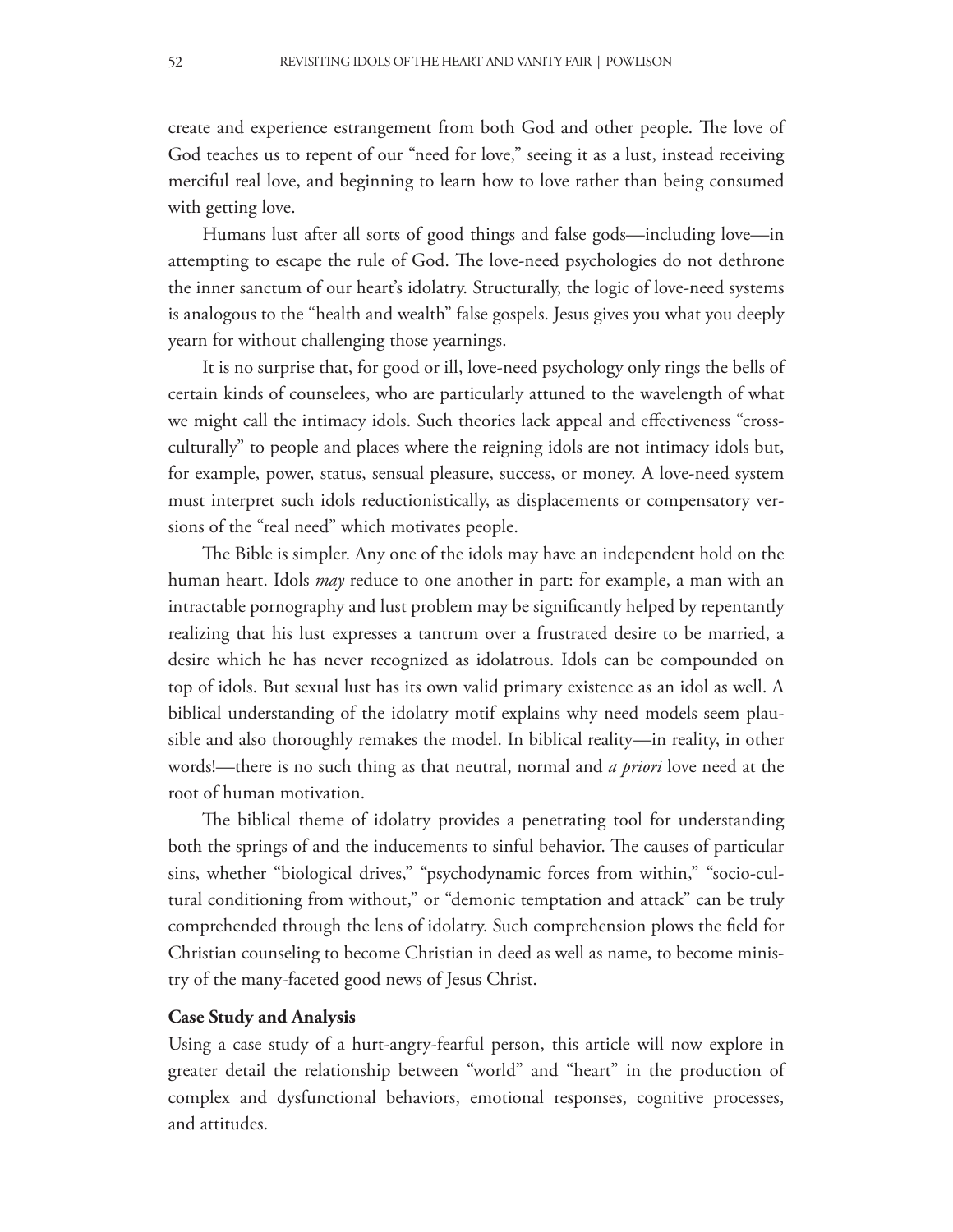create and experience estrangement from both God and other people. The love of God teaches us to repent of our "need for love," seeing it as a lust, instead receiving merciful real love, and beginning to learn how to love rather than being consumed with getting love.

Humans lust after all sorts of good things and false gods—including love—in attempting to escape the rule of God. The love-need psychologies do not dethrone the inner sanctum of our heart's idolatry. Structurally, the logic of love-need systems is analogous to the "health and wealth" false gospels. Jesus gives you what you deeply yearn for without challenging those yearnings.

It is no surprise that, for good or ill, love-need psychology only rings the bells of certain kinds of counselees, who are particularly attuned to the wavelength of what we might call the intimacy idols. Such theories lack appeal and effectiveness "cross-culturally" to people and places where the reigning idols are not intimacy idols but, for example, power, status, sensual pleasure, success, or money. A love-need system must interpret such idols reductionistically, as displacements or compensatory versions of the "real need" which motivates people.

The Bible is simpler. Any one of the idols may have an independent hold on the human heart. Idols *may* reduce to one another in part: for example, a man with an intractable pornography and lust problem may be significantly helped by repentantly realizing that his lust expresses a tantrum over a frustrated desire to be married, a desire which he has never recognized as idolatrous. Idols can be compounded on top of idols. But sexual lust has its own valid primary existence as an idol as well. A biblical understanding of the idolatry motif explains why need models seem plausible and also thoroughly remakes the model. In biblical reality—in reality, in other words!—there is no such thing as that neutral, normal and *a priori* love need at the root of human motivation.

The biblical theme of idolatry provides a penetrating tool for understanding both the springs of and the inducements to sinful behavior. The causes of particular sins, whether "biological drives," "psychodynamic forces from within," "socio-cultural conditioning from without," or "demonic temptation and attack" can be truly comprehended through the lens of idolatry. Such comprehension plows the field for Christian counseling to become Christian in deed as well as name, to become ministry of the many-faceted good news of Jesus Christ.

**Case Study and Analysis**

Using a case study of a hurt-angry-fearful person, this article will now explore in greater detail the relationship between "world" and "heart" in the production of complex and dysfunctional behaviors, emotional responses, cognitive processes, and attitudes.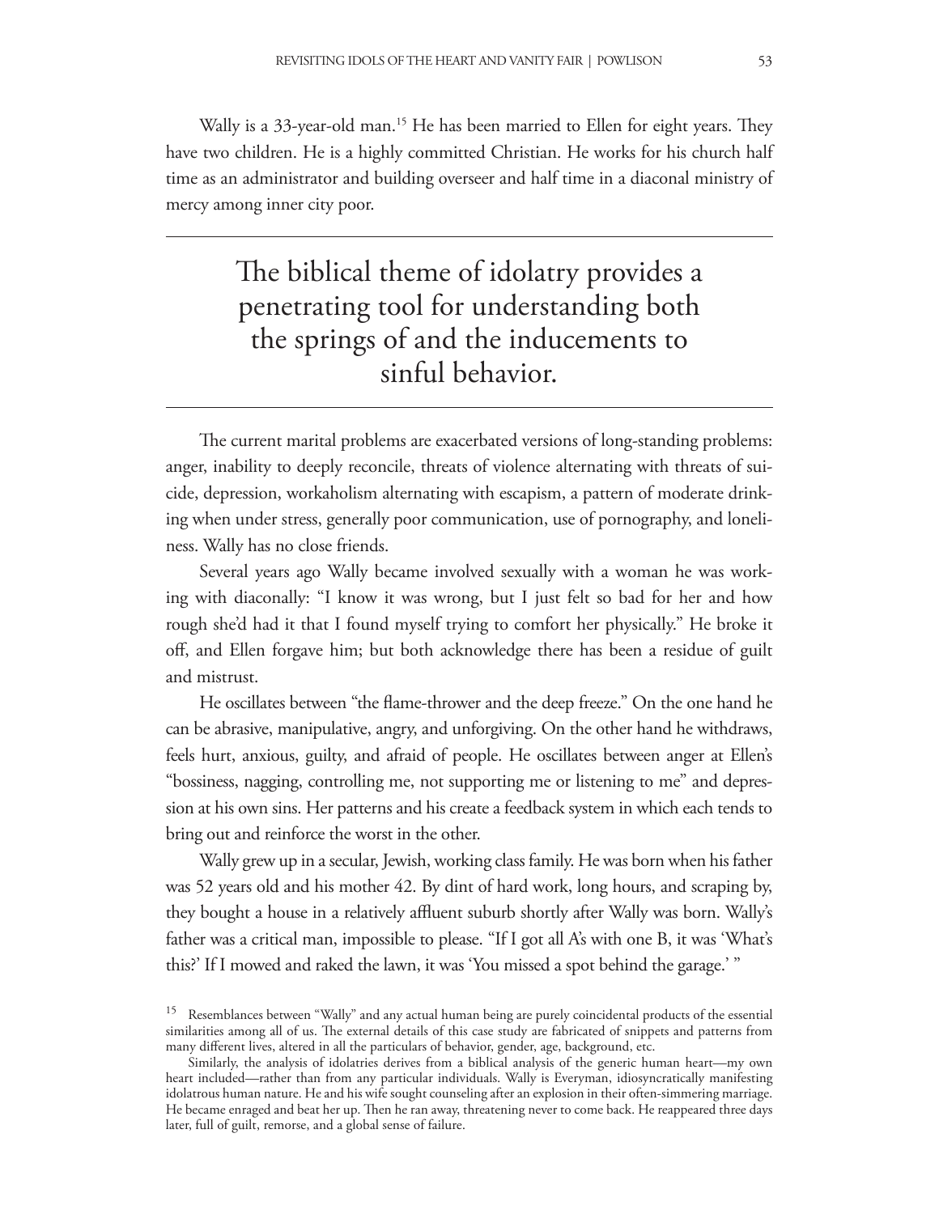Wally is a 33-year-old man.[15] He has been married to Ellen for eight years. They have two children. He is a highly committed Christian. He works for his church half time as an administrator and building overseer and half time in a diaconal ministry of mercy among inner city poor.

---

> The biblical theme of idolatry provides a penetrating tool for understanding both the springs of and the inducements to sinful behavior.

---

The current marital problems are exacerbated versions of long-standing problems: anger, inability to deeply reconcile, threats of violence alternating with threats of suicide, depression, workaholism alternating with escapism, a pattern of moderate drinking when under stress, generally poor communication, use of pornography, and loneliness. Wally has no close friends.

Several years ago Wally became involved sexually with a woman he was working with diaconally: "I know it was wrong, but I just felt so bad for her and how rough she'd had it that I found myself trying to comfort her physically." He broke it off, and Ellen forgave him; but both acknowledge there has been a residue of guilt and mistrust.

He oscillates between "the flame-thrower and the deep freeze." On the one hand he can be abrasive, manipulative, angry, and unforgiving. On the other hand he withdraws, feels hurt, anxious, guilty, and afraid of people. He oscillates between anger at Ellen's "bossiness, nagging, controlling me, not supporting me or listening to me" and depression at his own sins. Her patterns and his create a feedback system in which each tends to bring out and reinforce the worst in the other.

Wally grew up in a secular, Jewish, working class family. He was born when his father was 52 years old and his mother 42. By dint of hard work, long hours, and scraping by, they bought a house in a relatively affluent suburb shortly after Wally was born. Wally's father was a critical man, impossible to please. "If I got all A's with one B, it was 'What's this?' If I mowed and raked the lawn, it was 'You missed a spot behind the garage.' "

---

[15] Resemblances between "Wally" and any actual human being are purely coincidental products of the essential similarities among all of us. The external details of this case study are fabricated of snippets and patterns from many different lives, altered in all the particulars of behavior, gender, age, background, etc.

Similarly, the analysis of idolatries derives from a biblical analysis of the generic human heart—my own heart included—rather than from any particular individuals. Wally is Everyman, idiosyncratically manifesting idolatrous human nature. He and his wife sought counseling after an explosion in their often-simmering marriage. He became enraged and beat her up. Then he ran away, threatening never to come back. He reappeared three days later, full of guilt, remorse, and a global sense of failure.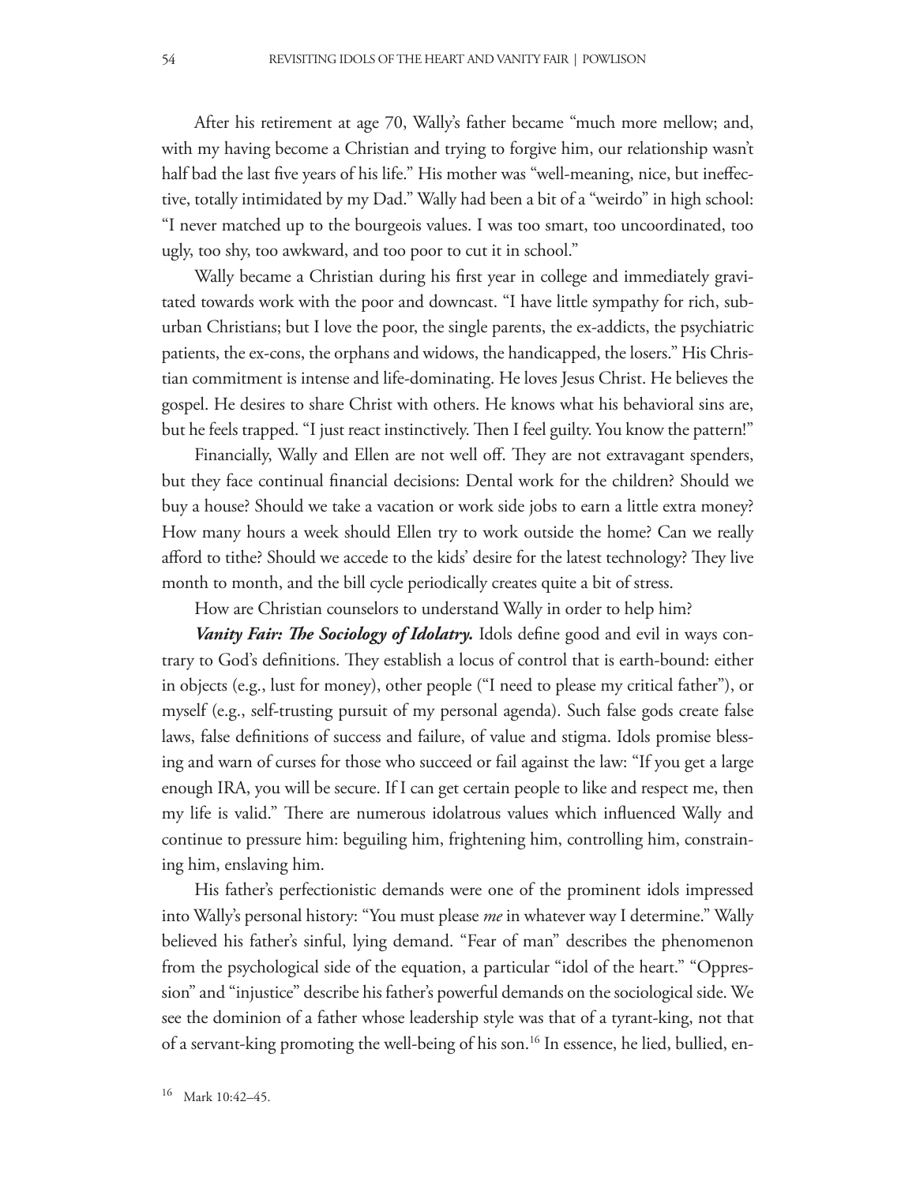After his retirement at age 70, Wally's father became "much more mellow; and, with my having become a Christian and trying to forgive him, our relationship wasn't half bad the last five years of his life." His mother was "well-meaning, nice, but ineffective, totally intimidated by my Dad." Wally had been a bit of a "weirdo" in high school: "I never matched up to the bourgeois values. I was too smart, too uncoordinated, too ugly, too shy, too awkward, and too poor to cut it in school."

Wally became a Christian during his first year in college and immediately gravitated towards work with the poor and downcast. "I have little sympathy for rich, suburban Christians; but I love the poor, the single parents, the ex-addicts, the psychiatric patients, the ex-cons, the orphans and widows, the handicapped, the losers." His Christian commitment is intense and life-dominating. He loves Jesus Christ. He believes the gospel. He desires to share Christ with others. He knows what his behavioral sins are, but he feels trapped. "I just react instinctively. Then I feel guilty. You know the pattern!"

Financially, Wally and Ellen are not well off. They are not extravagant spenders, but they face continual financial decisions: Dental work for the children? Should we buy a house? Should we take a vacation or work side jobs to earn a little extra money? How many hours a week should Ellen try to work outside the home? Can we really afford to tithe? Should we accede to the kids' desire for the latest technology? They live month to month, and the bill cycle periodically creates quite a bit of stress.

How are Christian counselors to understand Wally in order to help him?

***Vanity Fair: The Sociology of Idolatry.*** Idols define good and evil in ways contrary to God's definitions. They establish a locus of control that is earth-bound: either in objects (e.g., lust for money), other people ("I need to please my critical father"), or myself (e.g., self-trusting pursuit of my personal agenda). Such false gods create false laws, false definitions of success and failure, of value and stigma. Idols promise blessing and warn of curses for those who succeed or fail against the law: "If you get a large enough IRA, you will be secure. If I can get certain people to like and respect me, then my life is valid." There are numerous idolatrous values which influenced Wally and continue to pressure him: beguiling him, frightening him, controlling him, constraining him, enslaving him.

His father's perfectionistic demands were one of the prominent idols impressed into Wally's personal history: "You must please *me* in whatever way I determine." Wally believed his father's sinful, lying demand. "Fear of man" describes the phenomenon from the psychological side of the equation, a particular "idol of the heart." "Oppression" and "injustice" describe his father's powerful demands on the sociological side. We see the dominion of a father whose leadership style was that of a tyrant-king, not that of a servant-king promoting the well-being of his son.[16] In essence, he lied, bullied, en-

[16] Mark 10:42–45.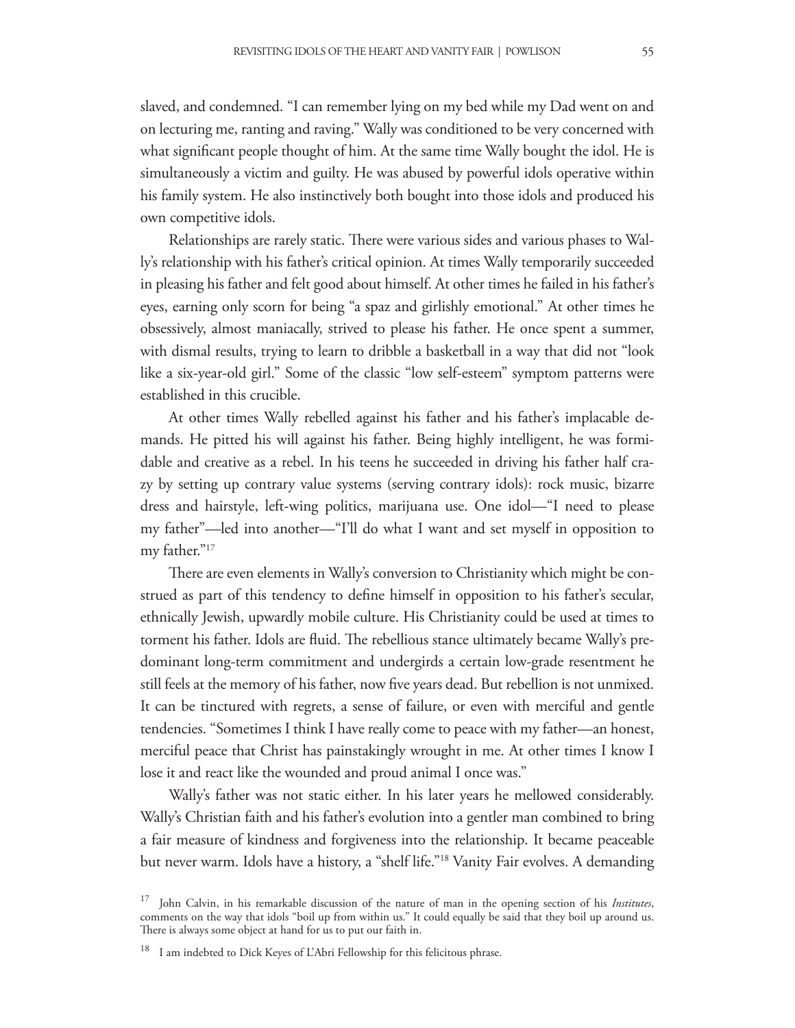slaved, and condemned. "I can remember lying on my bed while my Dad went on and on lecturing me, ranting and raving." Wally was conditioned to be very concerned with what significant people thought of him. At the same time Wally bought the idol. He is simultaneously a victim and guilty. He was abused by powerful idols operative within his family system. He also instinctively both bought into those idols and produced his own competitive idols.

Relationships are rarely static. There were various sides and various phases to Wally's relationship with his father's critical opinion. At times Wally temporarily succeeded in pleasing his father and felt good about himself. At other times he failed in his father's eyes, earning only scorn for being "a spaz and girlishly emotional." At other times he obsessively, almost maniacally, strived to please his father. He once spent a summer, with dismal results, trying to learn to dribble a basketball in a way that did not "look like a six-year-old girl." Some of the classic "low self-esteem" symptom patterns were established in this crucible.

At other times Wally rebelled against his father and his father's implacable demands. He pitted his will against his father. Being highly intelligent, he was formidable and creative as a rebel. In his teens he succeeded in driving his father half crazy by setting up contrary value systems (serving contrary idols): rock music, bizarre dress and hairstyle, left-wing politics, marijuana use. One idol—"I need to please my father"—led into another—"I'll do what I want and set myself in opposition to my father."[17]

There are even elements in Wally's conversion to Christianity which might be construed as part of this tendency to define himself in opposition to his father's secular, ethnically Jewish, upwardly mobile culture. His Christianity could be used at times to torment his father. Idols are fluid. The rebellious stance ultimately became Wally's predominant long-term commitment and undergirds a certain low-grade resentment he still feels at the memory of his father, now five years dead. But rebellion is not unmixed. It can be tinctured with regrets, a sense of failure, or even with merciful and gentle tendencies. "Sometimes I think I have really come to peace with my father—an honest, merciful peace that Christ has painstakingly wrought in me. At other times I know I lose it and react like the wounded and proud animal I once was."

Wally's father was not static either. In his later years he mellowed considerably. Wally's Christian faith and his father's evolution into a gentler man combined to bring a fair measure of kindness and forgiveness into the relationship. It became peaceable but never warm. Idols have a history, a "shelf life."[18] Vanity Fair evolves. A demanding

---

[17] John Calvin, in his remarkable discussion of the nature of man in the opening section of his *Institutes*, comments on the way that idols "boil up from within us." It could equally be said that they boil up around us. There is always some object at hand for us to put our faith in.

[18] I am indebted to Dick Keyes of L'Abri Fellowship for this felicitous phrase.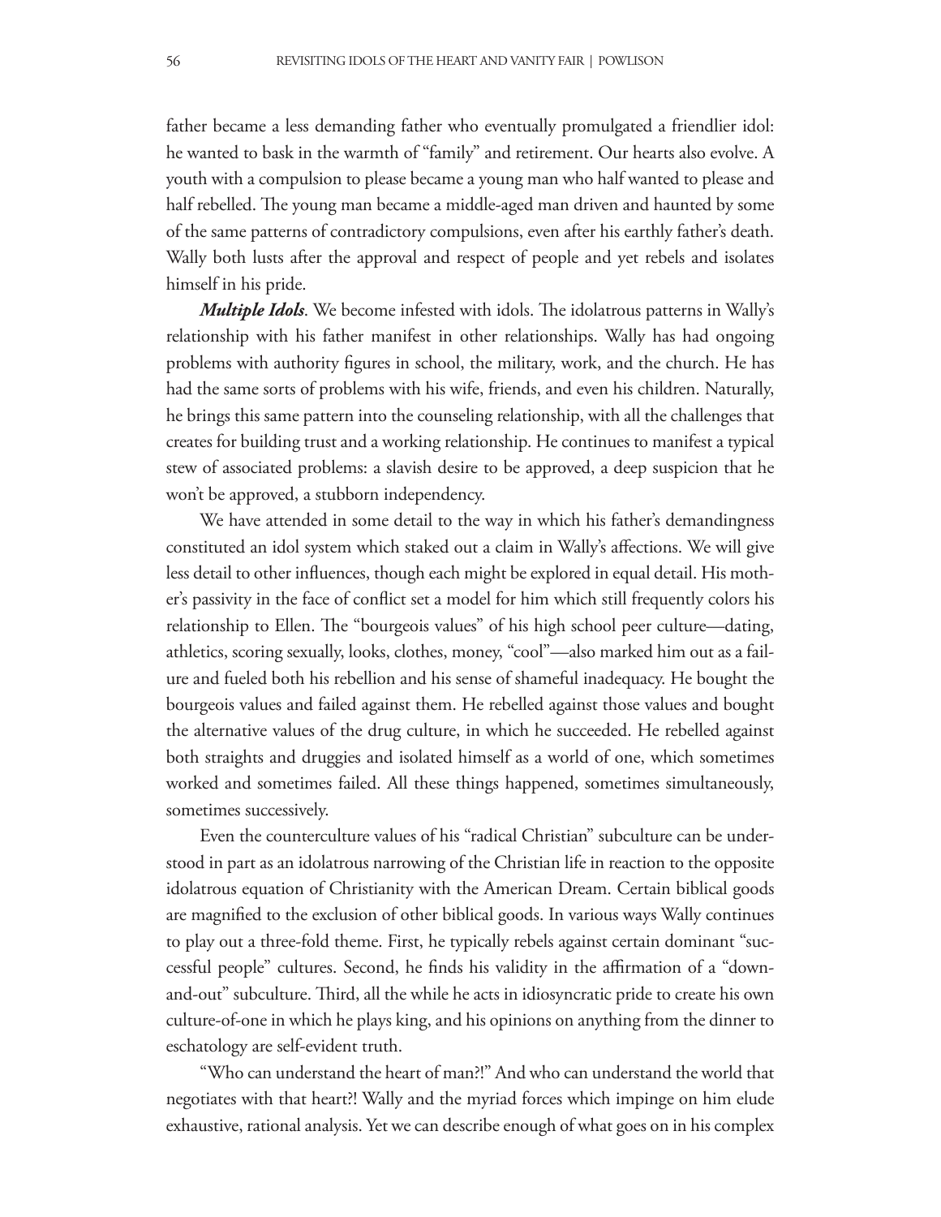father became a less demanding father who eventually promulgated a friendlier idol: he wanted to bask in the warmth of "family" and retirement. Our hearts also evolve. A youth with a compulsion to please became a young man who half wanted to please and half rebelled. The young man became a middle-aged man driven and haunted by some of the same patterns of contradictory compulsions, even after his earthly father's death. Wally both lusts after the approval and respect of people and yet rebels and isolates himself in his pride.

***Multiple Idols***. We become infested with idols. The idolatrous patterns in Wally's relationship with his father manifest in other relationships. Wally has had ongoing problems with authority figures in school, the military, work, and the church. He has had the same sorts of problems with his wife, friends, and even his children. Naturally, he brings this same pattern into the counseling relationship, with all the challenges that creates for building trust and a working relationship. He continues to manifest a typical stew of associated problems: a slavish desire to be approved, a deep suspicion that he won't be approved, a stubborn independency.

We have attended in some detail to the way in which his father's demandingness constituted an idol system which staked out a claim in Wally's affections. We will give less detail to other influences, though each might be explored in equal detail. His mother's passivity in the face of conflict set a model for him which still frequently colors his relationship to Ellen. The "bourgeois values" of his high school peer culture—dating, athletics, scoring sexually, looks, clothes, money, "cool"—also marked him out as a failure and fueled both his rebellion and his sense of shameful inadequacy. He bought the bourgeois values and failed against them. He rebelled against those values and bought the alternative values of the drug culture, in which he succeeded. He rebelled against both straights and druggies and isolated himself as a world of one, which sometimes worked and sometimes failed. All these things happened, sometimes simultaneously, sometimes successively.

Even the counterculture values of his "radical Christian" subculture can be understood in part as an idolatrous narrowing of the Christian life in reaction to the opposite idolatrous equation of Christianity with the American Dream. Certain biblical goods are magnified to the exclusion of other biblical goods. In various ways Wally continues to play out a three-fold theme. First, he typically rebels against certain dominant "successful people" cultures. Second, he finds his validity in the affirmation of a "down-and-out" subculture. Third, all the while he acts in idiosyncratic pride to create his own culture-of-one in which he plays king, and his opinions on anything from the dinner to eschatology are self-evident truth.

"Who can understand the heart of man?!" And who can understand the world that negotiates with that heart?! Wally and the myriad forces which impinge on him elude exhaustive, rational analysis. Yet we can describe enough of what goes on in his complex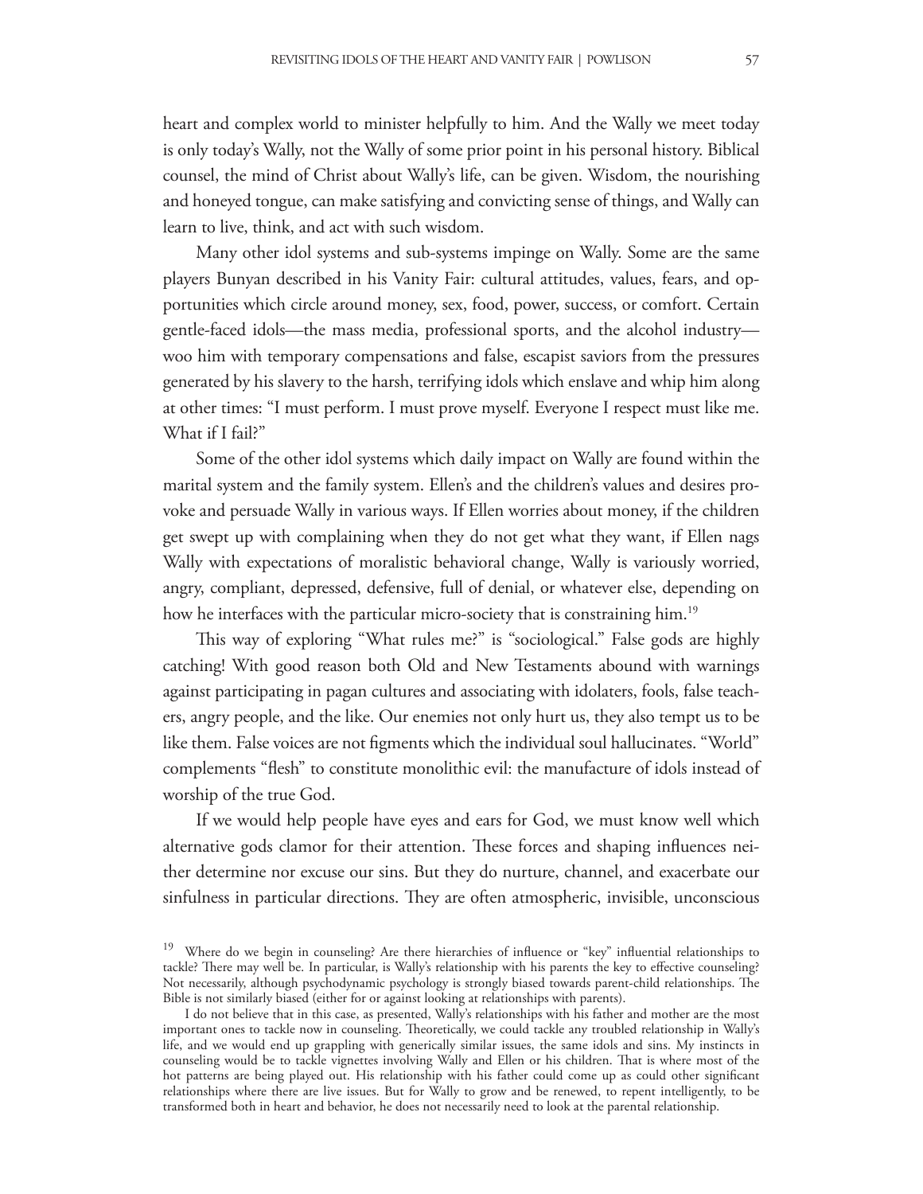heart and complex world to minister helpfully to him. And the Wally we meet today is only today's Wally, not the Wally of some prior point in his personal history. Biblical counsel, the mind of Christ about Wally's life, can be given. Wisdom, the nourishing and honeyed tongue, can make satisfying and convicting sense of things, and Wally can learn to live, think, and act with such wisdom.

Many other idol systems and sub-systems impinge on Wally. Some are the same players Bunyan described in his Vanity Fair: cultural attitudes, values, fears, and opportunities which circle around money, sex, food, power, success, or comfort. Certain gentle-faced idols—the mass media, professional sports, and the alcohol industry—woo him with temporary compensations and false, escapist saviors from the pressures generated by his slavery to the harsh, terrifying idols which enslave and whip him along at other times: "I must perform. I must prove myself. Everyone I respect must like me. What if I fail?"

Some of the other idol systems which daily impact on Wally are found within the marital system and the family system. Ellen's and the children's values and desires provoke and persuade Wally in various ways. If Ellen worries about money, if the children get swept up with complaining when they do not get what they want, if Ellen nags Wally with expectations of moralistic behavioral change, Wally is variously worried, angry, compliant, depressed, defensive, full of denial, or whatever else, depending on how he interfaces with the particular micro-society that is constraining him.[19]

This way of exploring "What rules me?" is "sociological." False gods are highly catching! With good reason both Old and New Testaments abound with warnings against participating in pagan cultures and associating with idolaters, fools, false teachers, angry people, and the like. Our enemies not only hurt us, they also tempt us to be like them. False voices are not figments which the individual soul hallucinates. "World" complements "flesh" to constitute monolithic evil: the manufacture of idols instead of worship of the true God.

If we would help people have eyes and ears for God, we must know well which alternative gods clamor for their attention. These forces and shaping influences neither determine nor excuse our sins. But they do nurture, channel, and exacerbate our sinfulness in particular directions. They are often atmospheric, invisible, unconscious

[19] Where do we begin in counseling? Are there hierarchies of influence or "key" influential relationships to tackle? There may well be. In particular, is Wally's relationship with his parents the key to effective counseling? Not necessarily, although psychodynamic psychology is strongly biased towards parent-child relationships. The Bible is not similarly biased (either for or against looking at relationships with parents).

I do not believe that in this case, as presented, Wally's relationships with his father and mother are the most important ones to tackle now in counseling. Theoretically, we could tackle any troubled relationship in Wally's life, and we would end up grappling with generically similar issues, the same idols and sins. My instincts in counseling would be to tackle vignettes involving Wally and Ellen or his children. That is where most of the hot patterns are being played out. His relationship with his father could come up as could other significant relationships where there are live issues. But for Wally to grow and be renewed, to repent intelligently, to be transformed both in heart and behavior, he does not necessarily need to look at the parental relationship.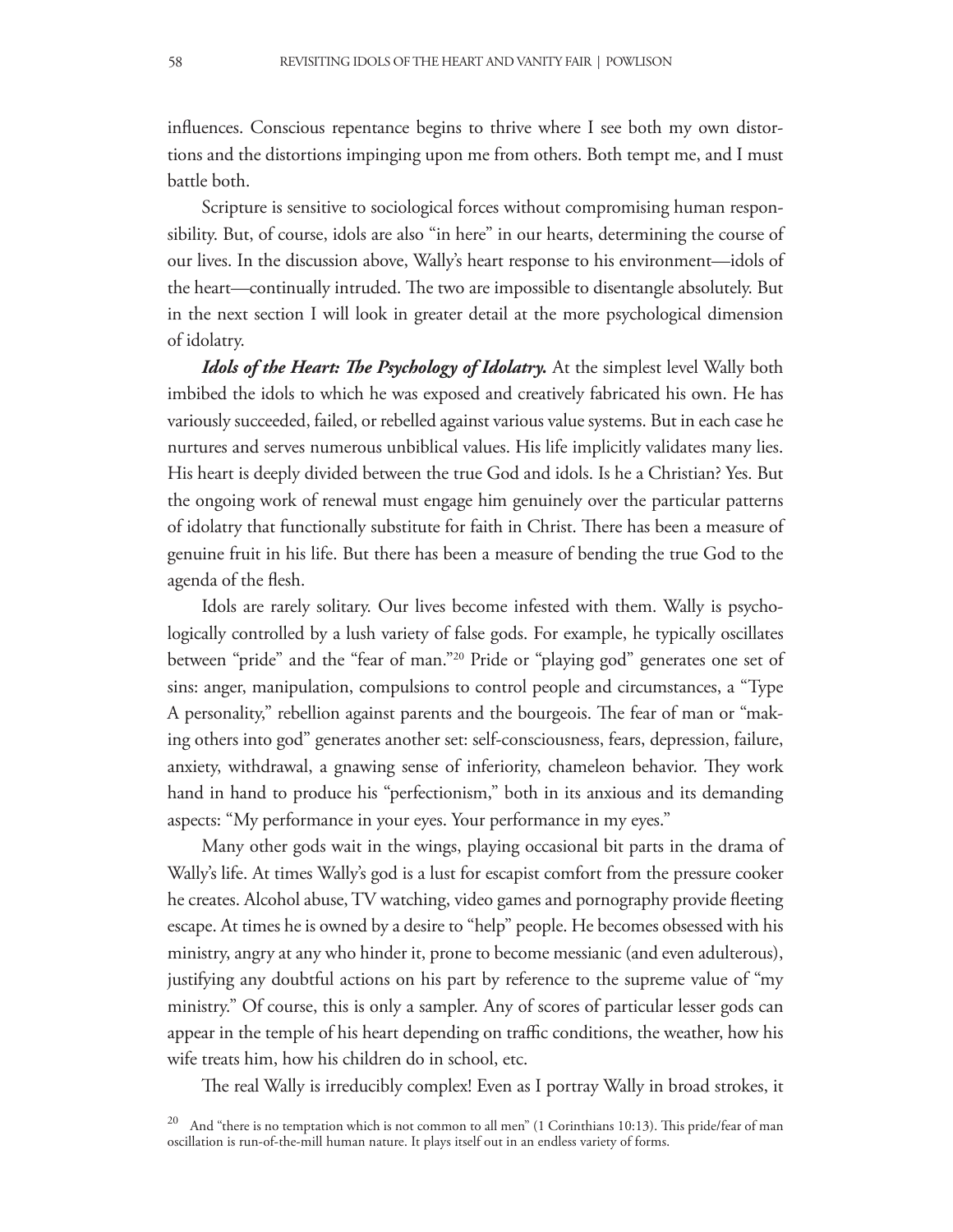influences. Conscious repentance begins to thrive where I see both my own distortions and the distortions impinging upon me from others. Both tempt me, and I must battle both.

Scripture is sensitive to sociological forces without compromising human responsibility. But, of course, idols are also "in here" in our hearts, determining the course of our lives. In the discussion above, Wally's heart response to his environment—idols of the heart—continually intruded. The two are impossible to disentangle absolutely. But in the next section I will look in greater detail at the more psychological dimension of idolatry.

***Idols of the Heart: The Psychology of Idolatry.*** At the simplest level Wally both imbibed the idols to which he was exposed and creatively fabricated his own. He has variously succeeded, failed, or rebelled against various value systems. But in each case he nurtures and serves numerous unbiblical values. His life implicitly validates many lies. His heart is deeply divided between the true God and idols. Is he a Christian? Yes. But the ongoing work of renewal must engage him genuinely over the particular patterns of idolatry that functionally substitute for faith in Christ. There has been a measure of genuine fruit in his life. But there has been a measure of bending the true God to the agenda of the flesh.

Idols are rarely solitary. Our lives become infested with them. Wally is psychologically controlled by a lush variety of false gods. For example, he typically oscillates between "pride" and the "fear of man."[20] Pride or "playing god" generates one set of sins: anger, manipulation, compulsions to control people and circumstances, a "Type A personality," rebellion against parents and the bourgeois. The fear of man or "making others into god" generates another set: self-consciousness, fears, depression, failure, anxiety, withdrawal, a gnawing sense of inferiority, chameleon behavior. They work hand in hand to produce his "perfectionism," both in its anxious and its demanding aspects: "My performance in your eyes. Your performance in my eyes."

Many other gods wait in the wings, playing occasional bit parts in the drama of Wally's life. At times Wally's god is a lust for escapist comfort from the pressure cooker he creates. Alcohol abuse, TV watching, video games and pornography provide fleeting escape. At times he is owned by a desire to "help" people. He becomes obsessed with his ministry, angry at any who hinder it, prone to become messianic (and even adulterous), justifying any doubtful actions on his part by reference to the supreme value of "my ministry." Of course, this is only a sampler. Any of scores of particular lesser gods can appear in the temple of his heart depending on traffic conditions, the weather, how his wife treats him, how his children do in school, etc.

The real Wally is irreducibly complex! Even as I portray Wally in broad strokes, it

[20] And "there is no temptation which is not common to all men" (1 Corinthians 10:13). This pride/fear of man oscillation is run-of-the-mill human nature. It plays itself out in an endless variety of forms.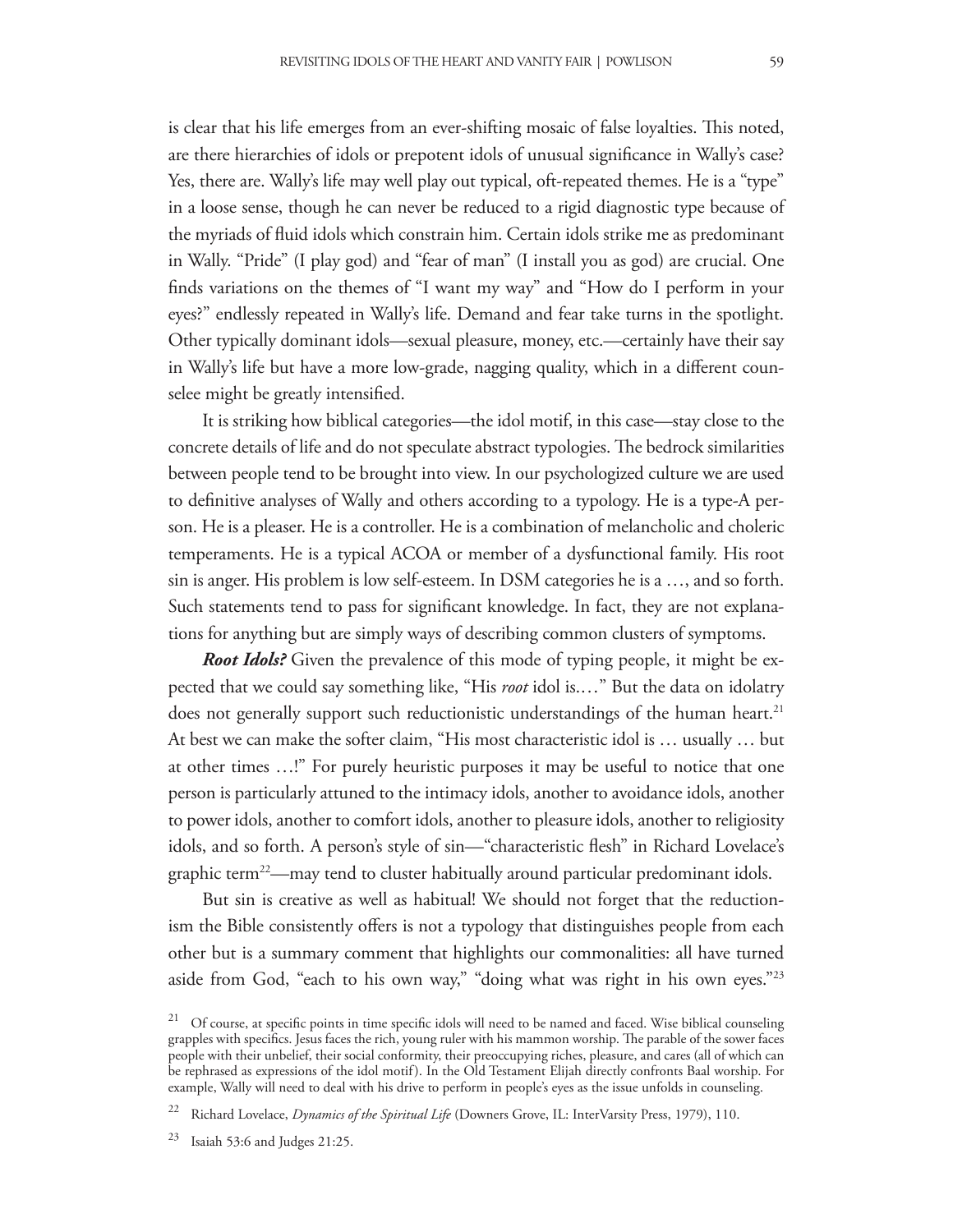is clear that his life emerges from an ever-shifting mosaic of false loyalties. This noted, are there hierarchies of idols or prepotent idols of unusual significance in Wally's case? Yes, there are. Wally's life may well play out typical, oft-repeated themes. He is a "type" in a loose sense, though he can never be reduced to a rigid diagnostic type because of the myriads of fluid idols which constrain him. Certain idols strike me as predominant in Wally. "Pride" (I play god) and "fear of man" (I install you as god) are crucial. One finds variations on the themes of "I want my way" and "How do I perform in your eyes?" endlessly repeated in Wally's life. Demand and fear take turns in the spotlight. Other typically dominant idols—sexual pleasure, money, etc.—certainly have their say in Wally's life but have a more low-grade, nagging quality, which in a different counselee might be greatly intensified.

It is striking how biblical categories—the idol motif, in this case—stay close to the concrete details of life and do not speculate abstract typologies. The bedrock similarities between people tend to be brought into view. In our psychologized culture we are used to definitive analyses of Wally and others according to a typology. He is a type-A person. He is a pleaser. He is a controller. He is a combination of melancholic and choleric temperaments. He is a typical ACOA or member of a dysfunctional family. His root sin is anger. His problem is low self-esteem. In DSM categories he is a …, and so forth. Such statements tend to pass for significant knowledge. In fact, they are not explanations for anything but are simply ways of describing common clusters of symptoms.

***Root Idols?*** Given the prevalence of this mode of typing people, it might be expected that we could say something like, "His *root* idol is.…" But the data on idolatry does not generally support such reductionistic understandings of the human heart.[21] At best we can make the softer claim, "His most characteristic idol is … usually … but at other times …!" For purely heuristic purposes it may be useful to notice that one person is particularly attuned to the intimacy idols, another to avoidance idols, another to power idols, another to comfort idols, another to pleasure idols, another to religiosity idols, and so forth. A person's style of sin—"characteristic flesh" in Richard Lovelace's graphic term[22]—may tend to cluster habitually around particular predominant idols.

But sin is creative as well as habitual! We should not forget that the reductionism the Bible consistently offers is not a typology that distinguishes people from each other but is a summary comment that highlights our commonalities: all have turned aside from God, "each to his own way," "doing what was right in his own eyes."[23]

---

[21] Of course, at specific points in time specific idols will need to be named and faced. Wise biblical counseling grapples with specifics. Jesus faces the rich, young ruler with his mammon worship. The parable of the sower faces people with their unbelief, their social conformity, their preoccupying riches, pleasure, and cares (all of which can be rephrased as expressions of the idol motif). In the Old Testament Elijah directly confronts Baal worship. For example, Wally will need to deal with his drive to perform in people's eyes as the issue unfolds in counseling.

[22] Richard Lovelace, *Dynamics of the Spiritual Life* (Downers Grove, IL: InterVarsity Press, 1979), 110.

[23] Isaiah 53:6 and Judges 21:25.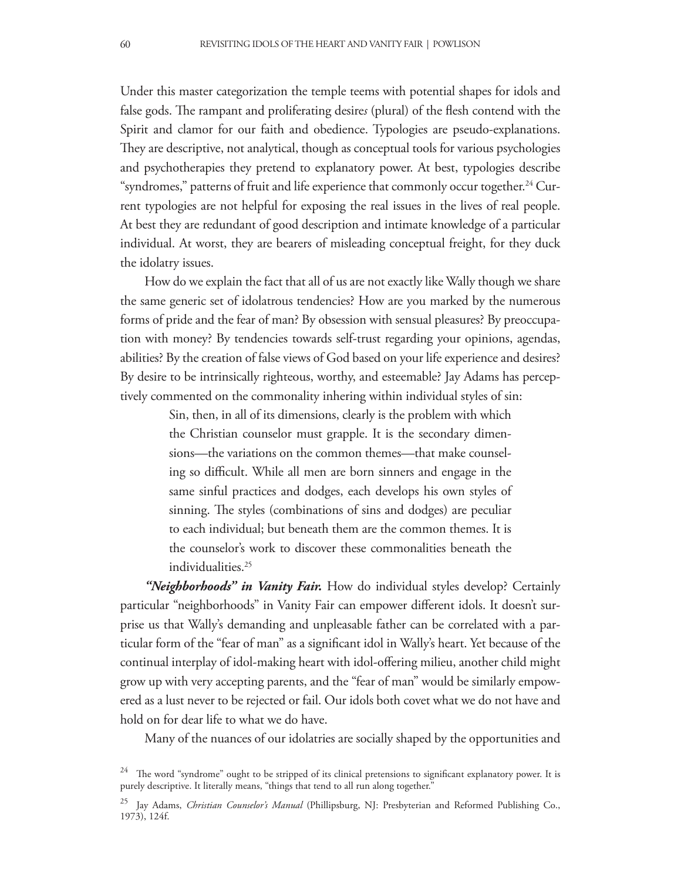Under this master categorization the temple teems with potential shapes for idols and false gods. The rampant and proliferating desire*s* (plural) of the flesh contend with the Spirit and clamor for our faith and obedience. Typologies are pseudo-explanations. They are descriptive, not analytical, though as conceptual tools for various psychologies and psychotherapies they pretend to explanatory power. At best, typologies describe "syndromes," patterns of fruit and life experience that commonly occur together.[24] Current typologies are not helpful for exposing the real issues in the lives of real people. At best they are redundant of good description and intimate knowledge of a particular individual. At worst, they are bearers of misleading conceptual freight, for they duck the idolatry issues.

How do we explain the fact that all of us are not exactly like Wally though we share the same generic set of idolatrous tendencies? How are you marked by the numerous forms of pride and the fear of man? By obsession with sensual pleasures? By preoccupation with money? By tendencies towards self-trust regarding your opinions, agendas, abilities? By the creation of false views of God based on your life experience and desires? By desire to be intrinsically righteous, worthy, and esteemable? Jay Adams has perceptively commented on the commonality inhering within individual styles of sin:

> Sin, then, in all of its dimensions, clearly is the problem with which the Christian counselor must grapple. It is the secondary dimensions—the variations on the common themes—that make counseling so difficult. While all men are born sinners and engage in the same sinful practices and dodges, each develops his own styles of sinning. The styles (combinations of sins and dodges) are peculiar to each individual; but beneath them are the common themes. It is the counselor's work to discover these commonalities beneath the individualities.[25]

***"Neighborhoods" in Vanity Fair.*** How do individual styles develop? Certainly particular "neighborhoods" in Vanity Fair can empower different idols. It doesn't surprise us that Wally's demanding and unpleasable father can be correlated with a particular form of the "fear of man" as a significant idol in Wally's heart. Yet because of the continual interplay of idol-making heart with idol-offering milieu, another child might grow up with very accepting parents, and the "fear of man" would be similarly empowered as a lust never to be rejected or fail. Our idols both covet what we do not have and hold on for dear life to what we do have.

Many of the nuances of our idolatries are socially shaped by the opportunities and

---

[24] The word "syndrome" ought to be stripped of its clinical pretensions to significant explanatory power. It is purely descriptive. It literally means, "things that tend to all run along together."

[25] Jay Adams, *Christian Counselor's Manual* (Phillipsburg, NJ: Presbyterian and Reformed Publishing Co., 1973), 124f.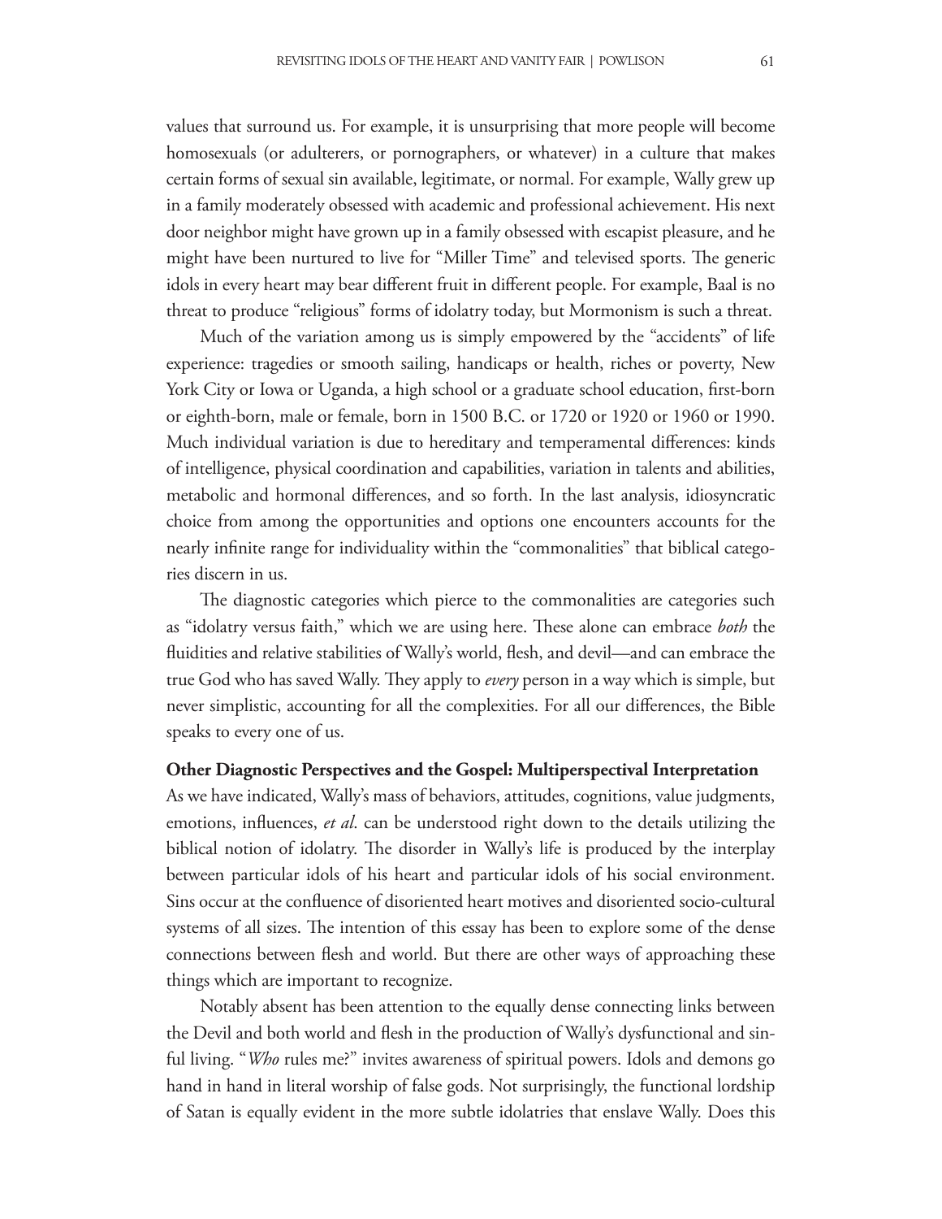values that surround us. For example, it is unsurprising that more people will become homosexuals (or adulterers, or pornographers, or whatever) in a culture that makes certain forms of sexual sin available, legitimate, or normal. For example, Wally grew up in a family moderately obsessed with academic and professional achievement. His next door neighbor might have grown up in a family obsessed with escapist pleasure, and he might have been nurtured to live for "Miller Time" and televised sports. The generic idols in every heart may bear different fruit in different people. For example, Baal is no threat to produce "religious" forms of idolatry today, but Mormonism is such a threat.

Much of the variation among us is simply empowered by the "accidents" of life experience: tragedies or smooth sailing, handicaps or health, riches or poverty, New York City or Iowa or Uganda, a high school or a graduate school education, first-born or eighth-born, male or female, born in 1500 B.C. or 1720 or 1920 or 1960 or 1990. Much individual variation is due to hereditary and temperamental differences: kinds of intelligence, physical coordination and capabilities, variation in talents and abilities, metabolic and hormonal differences, and so forth. In the last analysis, idiosyncratic choice from among the opportunities and options one encounters accounts for the nearly infinite range for individuality within the "commonalities" that biblical categories discern in us.

The diagnostic categories which pierce to the commonalities are categories such as "idolatry versus faith," which we are using here. These alone can embrace *both* the fluidities and relative stabilities of Wally's world, flesh, and devil—and can embrace the true God who has saved Wally. They apply to *every* person in a way which is simple, but never simplistic, accounting for all the complexities. For all our differences, the Bible speaks to every one of us.

**Other Diagnostic Perspectives and the Gospel: Multiperspectival Interpretation**

As we have indicated, Wally's mass of behaviors, attitudes, cognitions, value judgments, emotions, influences, *et al*. can be understood right down to the details utilizing the biblical notion of idolatry. The disorder in Wally's life is produced by the interplay between particular idols of his heart and particular idols of his social environment. Sins occur at the confluence of disoriented heart motives and disoriented socio-cultural systems of all sizes. The intention of this essay has been to explore some of the dense connections between flesh and world. But there are other ways of approaching these things which are important to recognize.

Notably absent has been attention to the equally dense connecting links between the Devil and both world and flesh in the production of Wally's dysfunctional and sinful living. "*Who* rules me?" invites awareness of spiritual powers. Idols and demons go hand in hand in literal worship of false gods. Not surprisingly, the functional lordship of Satan is equally evident in the more subtle idolatries that enslave Wally. Does this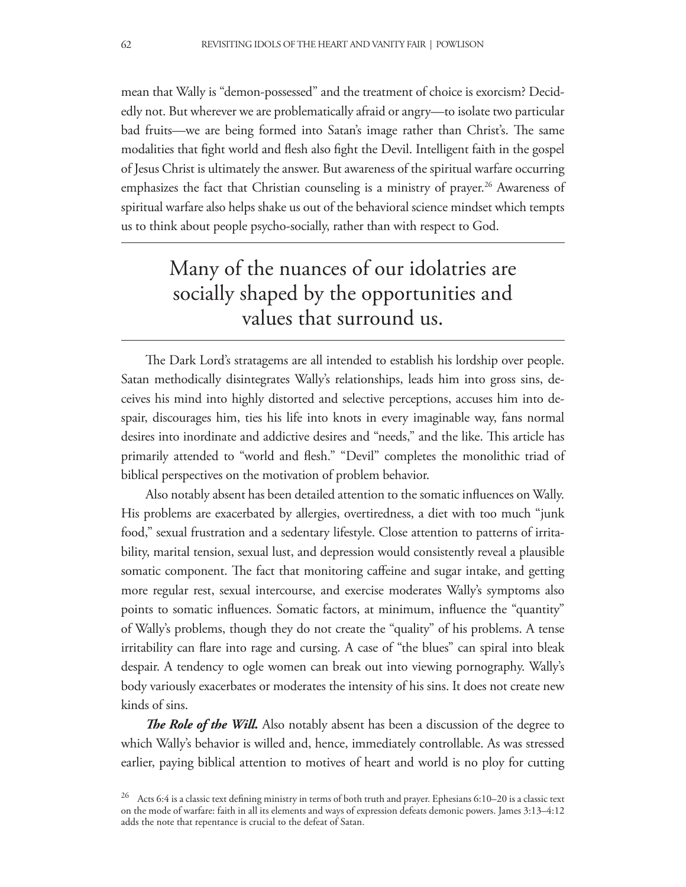mean that Wally is "demon-possessed" and the treatment of choice is exorcism? Decidedly not. But wherever we are problematically afraid or angry—to isolate two particular bad fruits—we are being formed into Satan's image rather than Christ's. The same modalities that fight world and flesh also fight the Devil. Intelligent faith in the gospel of Jesus Christ is ultimately the answer. But awareness of the spiritual warfare occurring emphasizes the fact that Christian counseling is a ministry of prayer.[26] Awareness of spiritual warfare also helps shake us out of the behavioral science mindset which tempts us to think about people psycho-socially, rather than with respect to God.

---

> Many of the nuances of our idolatries are socially shaped by the opportunities and values that surround us.

---

The Dark Lord's stratagems are all intended to establish his lordship over people. Satan methodically disintegrates Wally's relationships, leads him into gross sins, deceives his mind into highly distorted and selective perceptions, accuses him into despair, discourages him, ties his life into knots in every imaginable way, fans normal desires into inordinate and addictive desires and "needs," and the like. This article has primarily attended to "world and flesh." "Devil" completes the monolithic triad of biblical perspectives on the motivation of problem behavior.

Also notably absent has been detailed attention to the somatic influences on Wally. His problems are exacerbated by allergies, overtiredness, a diet with too much "junk food," sexual frustration and a sedentary lifestyle. Close attention to patterns of irritability, marital tension, sexual lust, and depression would consistently reveal a plausible somatic component. The fact that monitoring caffeine and sugar intake, and getting more regular rest, sexual intercourse, and exercise moderates Wally's symptoms also points to somatic influences. Somatic factors, at minimum, influence the "quantity" of Wally's problems, though they do not create the "quality" of his problems. A tense irritability can flare into rage and cursing. A case of "the blues" can spiral into bleak despair. A tendency to ogle women can break out into viewing pornography. Wally's body variously exacerbates or moderates the intensity of his sins. It does not create new kinds of sins.

***The Role of the Will.*** Also notably absent has been a discussion of the degree to which Wally's behavior is willed and, hence, immediately controllable. As was stressed earlier, paying biblical attention to motives of heart and world is no ploy for cutting

---

[26] Acts 6:4 is a classic text defining ministry in terms of both truth and prayer. Ephesians 6:10–20 is a classic text on the mode of warfare: faith in all its elements and ways of expression defeats demonic powers. James 3:13–4:12 adds the note that repentance is crucial to the defeat of Satan.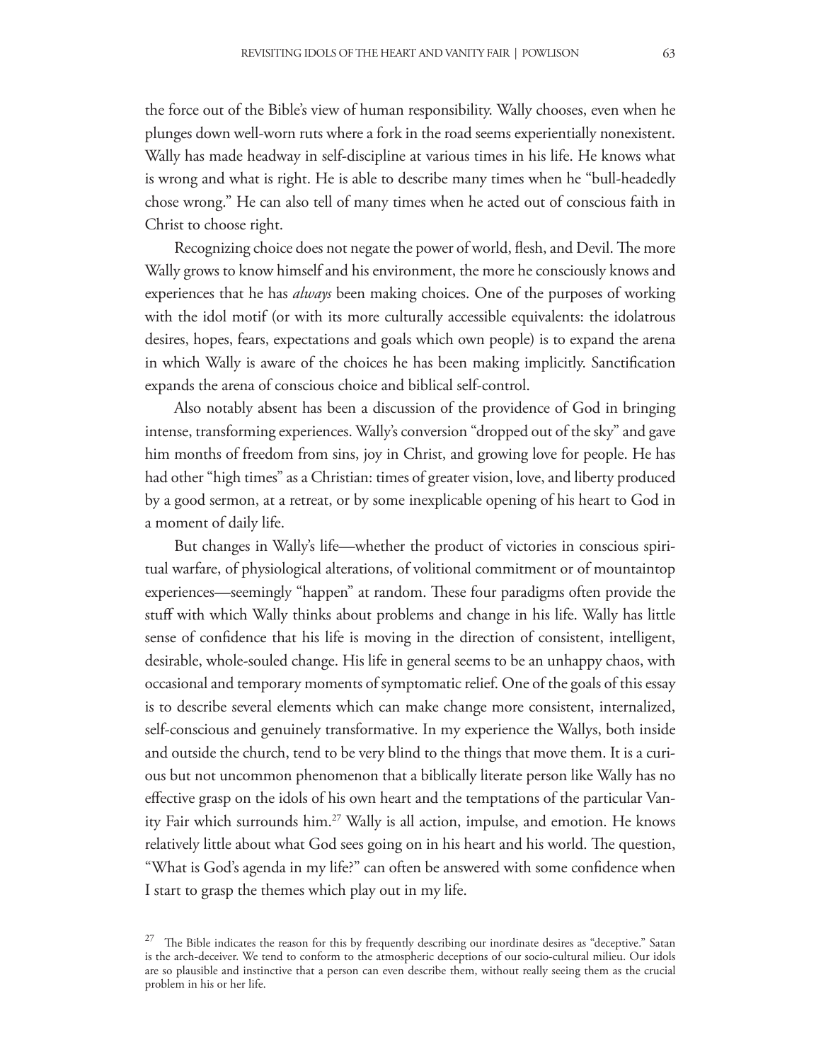the force out of the Bible's view of human responsibility. Wally chooses, even when he plunges down well-worn ruts where a fork in the road seems experientially nonexistent. Wally has made headway in self-discipline at various times in his life. He knows what is wrong and what is right. He is able to describe many times when he "bull-headedly chose wrong." He can also tell of many times when he acted out of conscious faith in Christ to choose right.

Recognizing choice does not negate the power of world, flesh, and Devil. The more Wally grows to know himself and his environment, the more he consciously knows and experiences that he has *always* been making choices. One of the purposes of working with the idol motif (or with its more culturally accessible equivalents: the idolatrous desires, hopes, fears, expectations and goals which own people) is to expand the arena in which Wally is aware of the choices he has been making implicitly. Sanctification expands the arena of conscious choice and biblical self-control.

Also notably absent has been a discussion of the providence of God in bringing intense, transforming experiences. Wally's conversion "dropped out of the sky" and gave him months of freedom from sins, joy in Christ, and growing love for people. He has had other "high times" as a Christian: times of greater vision, love, and liberty produced by a good sermon, at a retreat, or by some inexplicable opening of his heart to God in a moment of daily life.

But changes in Wally's life—whether the product of victories in conscious spiritual warfare, of physiological alterations, of volitional commitment or of mountaintop experiences—seemingly "happen" at random. These four paradigms often provide the stuff with which Wally thinks about problems and change in his life. Wally has little sense of confidence that his life is moving in the direction of consistent, intelligent, desirable, whole-souled change. His life in general seems to be an unhappy chaos, with occasional and temporary moments of symptomatic relief. One of the goals of this essay is to describe several elements which can make change more consistent, internalized, self-conscious and genuinely transformative. In my experience the Wallys, both inside and outside the church, tend to be very blind to the things that move them. It is a curious but not uncommon phenomenon that a biblically literate person like Wally has no effective grasp on the idols of his own heart and the temptations of the particular Vanity Fair which surrounds him.[27] Wally is all action, impulse, and emotion. He knows relatively little about what God sees going on in his heart and his world. The question, "What is God's agenda in my life?" can often be answered with some confidence when I start to grasp the themes which play out in my life.

[27] The Bible indicates the reason for this by frequently describing our inordinate desires as "deceptive." Satan is the arch-deceiver. We tend to conform to the atmospheric deceptions of our socio-cultural milieu. Our idols are so plausible and instinctive that a person can even describe them, without really seeing them as the crucial problem in his or her life.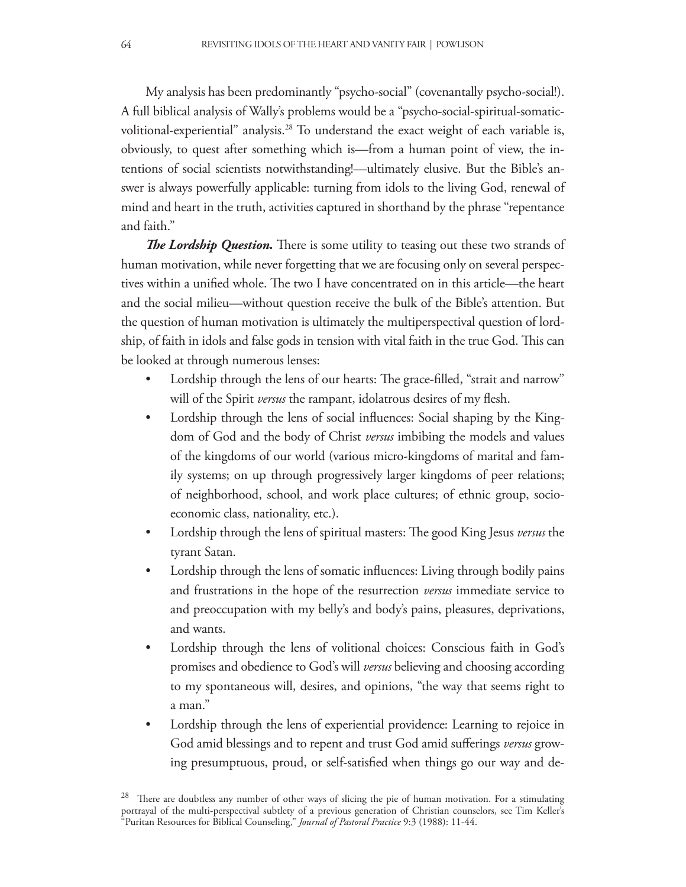My analysis has been predominantly "psycho-social" (covenantally psycho-social!). A full biblical analysis of Wally's problems would be a "psycho-social-spiritual-somatic-volitional-experiential" analysis.[28] To understand the exact weight of each variable is, obviously, to quest after something which is—from a human point of view, the intentions of social scientists notwithstanding!—ultimately elusive. But the Bible's answer is always powerfully applicable: turning from idols to the living God, renewal of mind and heart in the truth, activities captured in shorthand by the phrase "repentance and faith."

***The Lordship Question.*** There is some utility to teasing out these two strands of human motivation, while never forgetting that we are focusing only on several perspectives within a unified whole. The two I have concentrated on in this article—the heart and the social milieu—without question receive the bulk of the Bible's attention. But the question of human motivation is ultimately the multiperspectival question of lordship, of faith in idols and false gods in tension with vital faith in the true God. This can be looked at through numerous lenses:

- Lordship through the lens of our hearts: The grace-filled, "strait and narrow" will of the Spirit *versus* the rampant, idolatrous desires of my flesh.
- Lordship through the lens of social influences: Social shaping by the Kingdom of God and the body of Christ *versus* imbibing the models and values of the kingdoms of our world (various micro-kingdoms of marital and family systems; on up through progressively larger kingdoms of peer relations; of neighborhood, school, and work place cultures; of ethnic group, socio-economic class, nationality, etc.).
- Lordship through the lens of spiritual masters: The good King Jesus *versus* the tyrant Satan.
- Lordship through the lens of somatic influences: Living through bodily pains and frustrations in the hope of the resurrection *versus* immediate service to and preoccupation with my belly's and body's pains, pleasures, deprivations, and wants.
- Lordship through the lens of volitional choices: Conscious faith in God's promises and obedience to God's will *versus* believing and choosing according to my spontaneous will, desires, and opinions, "the way that seems right to a man."
- Lordship through the lens of experiential providence: Learning to rejoice in God amid blessings and to repent and trust God amid sufferings *versus* growing presumptuous, proud, or self-satisfied when things go our way and de-

[28] There are doubtless any number of other ways of slicing the pie of human motivation. For a stimulating portrayal of the multi-perspectival subtlety of a previous generation of Christian counselors, see Tim Keller's "Puritan Resources for Biblical Counseling," *Journal of Pastoral Practice* 9:3 (1988): 11-44.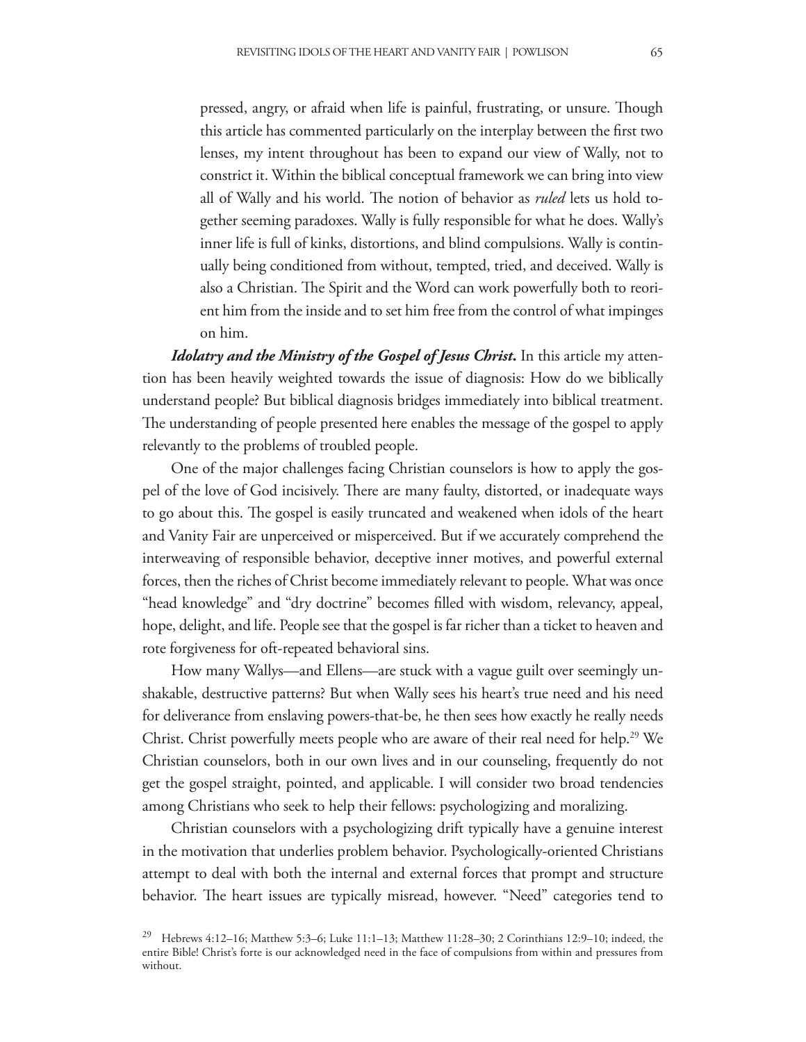pressed, angry, or afraid when life is painful, frustrating, or unsure. Though this article has commented particularly on the interplay between the first two lenses, my intent throughout has been to expand our view of Wally, not to constrict it. Within the biblical conceptual framework we can bring into view all of Wally and his world. The notion of behavior as *ruled* lets us hold together seeming paradoxes. Wally is fully responsible for what he does. Wally's inner life is full of kinks, distortions, and blind compulsions. Wally is continually being conditioned from without, tempted, tried, and deceived. Wally is also a Christian. The Spirit and the Word can work powerfully both to reorient him from the inside and to set him free from the control of what impinges on him.

***Idolatry and the Ministry of the Gospel of Jesus Christ.*** In this article my attention has been heavily weighted towards the issue of diagnosis: How do we biblically understand people? But biblical diagnosis bridges immediately into biblical treatment. The understanding of people presented here enables the message of the gospel to apply relevantly to the problems of troubled people.

One of the major challenges facing Christian counselors is how to apply the gospel of the love of God incisively. There are many faulty, distorted, or inadequate ways to go about this. The gospel is easily truncated and weakened when idols of the heart and Vanity Fair are unperceived or misperceived. But if we accurately comprehend the interweaving of responsible behavior, deceptive inner motives, and powerful external forces, then the riches of Christ become immediately relevant to people. What was once "head knowledge" and "dry doctrine" becomes filled with wisdom, relevancy, appeal, hope, delight, and life. People see that the gospel is far richer than a ticket to heaven and rote forgiveness for oft-repeated behavioral sins.

How many Wallys—and Ellens—are stuck with a vague guilt over seemingly unshakable, destructive patterns? But when Wally sees his heart's true need and his need for deliverance from enslaving powers-that-be, he then sees how exactly he really needs Christ. Christ powerfully meets people who are aware of their real need for help.[29] We Christian counselors, both in our own lives and in our counseling, frequently do not get the gospel straight, pointed, and applicable. I will consider two broad tendencies among Christians who seek to help their fellows: psychologizing and moralizing.

Christian counselors with a psychologizing drift typically have a genuine interest in the motivation that underlies problem behavior. Psychologically-oriented Christians attempt to deal with both the internal and external forces that prompt and structure behavior. The heart issues are typically misread, however. "Need" categories tend to

[29] Hebrews 4:12–16; Matthew 5:3–6; Luke 11:1–13; Matthew 11:28–30; 2 Corinthians 12:9–10; indeed, the entire Bible! Christ's forte is our acknowledged need in the face of compulsions from within and pressures from without.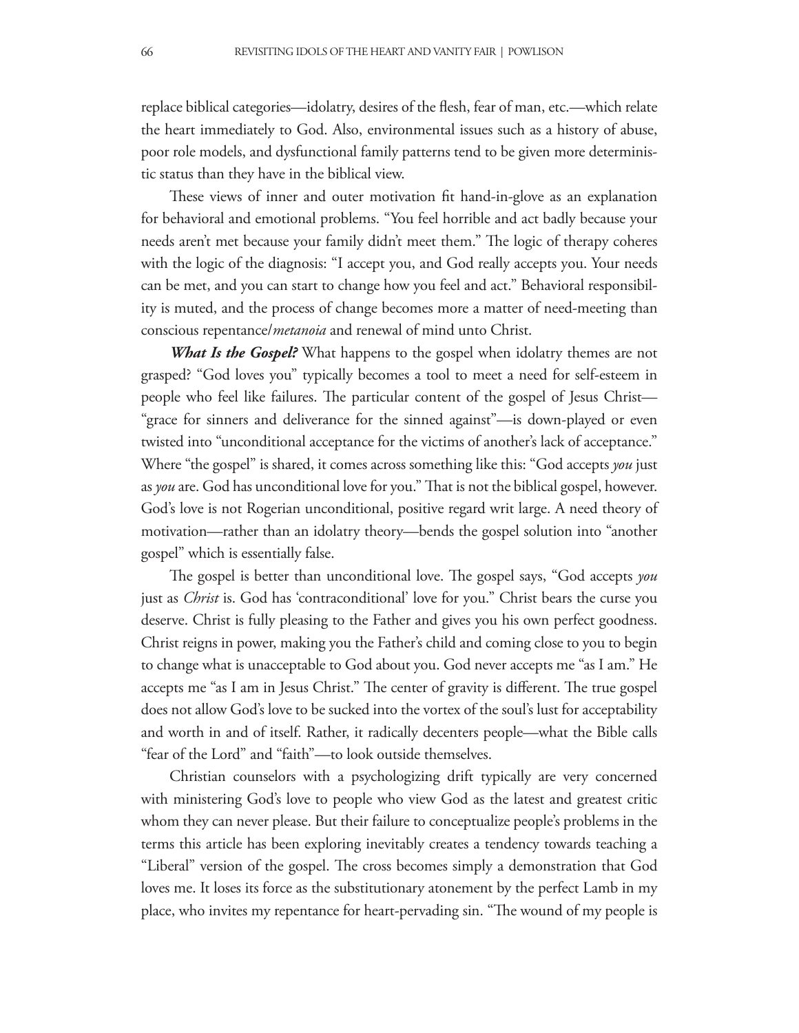replace biblical categories—idolatry, desires of the flesh, fear of man, etc.—which relate the heart immediately to God. Also, environmental issues such as a history of abuse, poor role models, and dysfunctional family patterns tend to be given more deterministic status than they have in the biblical view.

These views of inner and outer motivation fit hand-in-glove as an explanation for behavioral and emotional problems. "You feel horrible and act badly because your needs aren't met because your family didn't meet them." The logic of therapy coheres with the logic of the diagnosis: "I accept you, and God really accepts you. Your needs can be met, and you can start to change how you feel and act." Behavioral responsibility is muted, and the process of change becomes more a matter of need-meeting than conscious repentance/*metanoia* and renewal of mind unto Christ.

***What Is the Gospel?*** What happens to the gospel when idolatry themes are not grasped? "God loves you" typically becomes a tool to meet a need for self-esteem in people who feel like failures. The particular content of the gospel of Jesus Christ—"grace for sinners and deliverance for the sinned against"—is down-played or even twisted into "unconditional acceptance for the victims of another's lack of acceptance." Where "the gospel" is shared, it comes across something like this: "God accepts *you* just as *you* are. God has unconditional love for you." That is not the biblical gospel, however. God's love is not Rogerian unconditional, positive regard writ large. A need theory of motivation—rather than an idolatry theory—bends the gospel solution into "another gospel" which is essentially false.

The gospel is better than unconditional love. The gospel says, "God accepts *you* just as *Christ* is. God has 'contraconditional' love for you." Christ bears the curse you deserve. Christ is fully pleasing to the Father and gives you his own perfect goodness. Christ reigns in power, making you the Father's child and coming close to you to begin to change what is unacceptable to God about you. God never accepts me "as I am." He accepts me "as I am in Jesus Christ." The center of gravity is different. The true gospel does not allow God's love to be sucked into the vortex of the soul's lust for acceptability and worth in and of itself. Rather, it radically decenters people—what the Bible calls "fear of the Lord" and "faith"—to look outside themselves.

Christian counselors with a psychologizing drift typically are very concerned with ministering God's love to people who view God as the latest and greatest critic whom they can never please. But their failure to conceptualize people's problems in the terms this article has been exploring inevitably creates a tendency towards teaching a "Liberal" version of the gospel. The cross becomes simply a demonstration that God loves me. It loses its force as the substitutionary atonement by the perfect Lamb in my place, who invites my repentance for heart-pervading sin. "The wound of my people is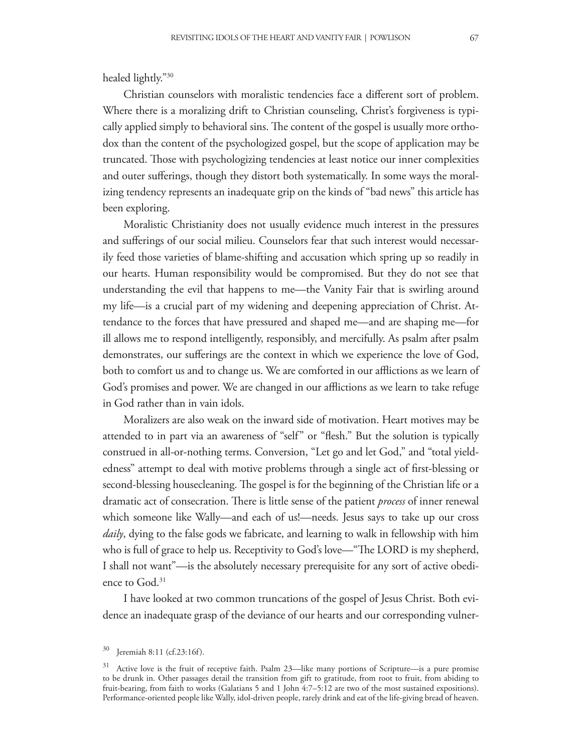healed lightly."[30]

Christian counselors with moralistic tendencies face a different sort of problem. Where there is a moralizing drift to Christian counseling, Christ's forgiveness is typically applied simply to behavioral sins. The content of the gospel is usually more orthodox than the content of the psychologized gospel, but the scope of application may be truncated. Those with psychologizing tendencies at least notice our inner complexities and outer sufferings, though they distort both systematically. In some ways the moralizing tendency represents an inadequate grip on the kinds of "bad news" this article has been exploring.

Moralistic Christianity does not usually evidence much interest in the pressures and sufferings of our social milieu. Counselors fear that such interest would necessarily feed those varieties of blame-shifting and accusation which spring up so readily in our hearts. Human responsibility would be compromised. But they do not see that understanding the evil that happens to me—the Vanity Fair that is swirling around my life—is a crucial part of my widening and deepening appreciation of Christ. Attendance to the forces that have pressured and shaped me—and are shaping me—for ill allows me to respond intelligently, responsibly, and mercifully. As psalm after psalm demonstrates, our sufferings are the context in which we experience the love of God, both to comfort us and to change us. We are comforted in our afflictions as we learn of God's promises and power. We are changed in our afflictions as we learn to take refuge in God rather than in vain idols.

Moralizers are also weak on the inward side of motivation. Heart motives may be attended to in part via an awareness of "self" or "flesh." But the solution is typically construed in all-or-nothing terms. Conversion, "Let go and let God," and "total yieldedness" attempt to deal with motive problems through a single act of first-blessing or second-blessing housecleaning. The gospel is for the beginning of the Christian life or a dramatic act of consecration. There is little sense of the patient *process* of inner renewal which someone like Wally—and each of us!—needs. Jesus says to take up our cross *daily*, dying to the false gods we fabricate, and learning to walk in fellowship with him who is full of grace to help us. Receptivity to God's love—"The LORD is my shepherd, I shall not want"—is the absolutely necessary prerequisite for any sort of active obedience to God.[31]

I have looked at two common truncations of the gospel of Jesus Christ. Both evidence an inadequate grasp of the deviance of our hearts and our corresponding vulner-

---

[30] Jeremiah 8:11 (cf.23:16f).

[31] Active love is the fruit of receptive faith. Psalm 23—like many portions of Scripture—is a pure promise to be drunk in. Other passages detail the transition from gift to gratitude, from root to fruit, from abiding to fruit-bearing, from faith to works (Galatians 5 and 1 John 4:7–5:12 are two of the most sustained expositions). Performance-oriented people like Wally, idol-driven people, rarely drink and eat of the life-giving bread of heaven.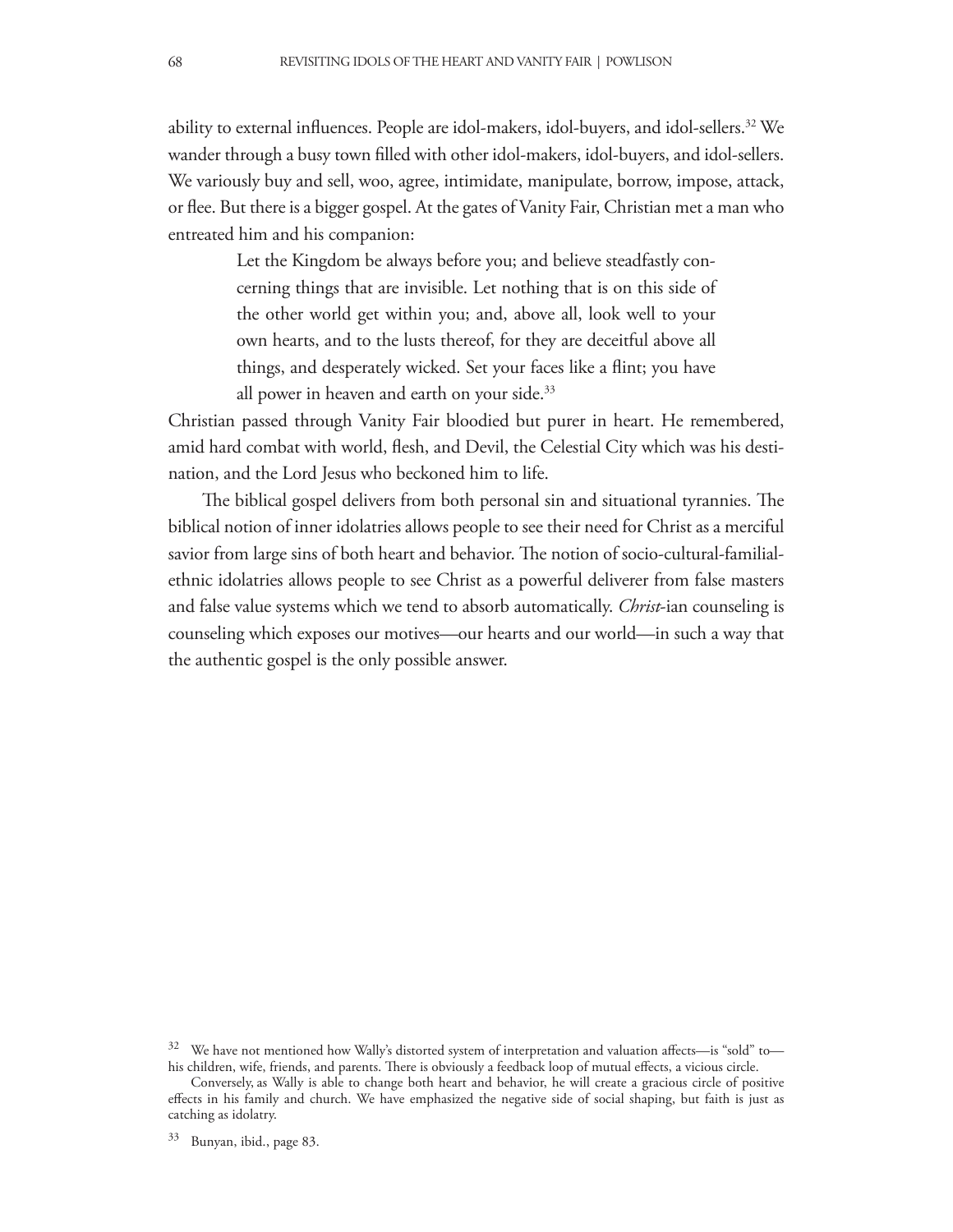ability to external influences. People are idol-makers, idol-buyers, and idol-sellers.[32] We wander through a busy town filled with other idol-makers, idol-buyers, and idol-sellers. We variously buy and sell, woo, agree, intimidate, manipulate, borrow, impose, attack, or flee. But there is a bigger gospel. At the gates of Vanity Fair, Christian met a man who entreated him and his companion:

> Let the Kingdom be always before you; and believe steadfastly concerning things that are invisible. Let nothing that is on this side of the other world get within you; and, above all, look well to your own hearts, and to the lusts thereof, for they are deceitful above all things, and desperately wicked. Set your faces like a flint; you have all power in heaven and earth on your side.[33]

Christian passed through Vanity Fair bloodied but purer in heart. He remembered, amid hard combat with world, flesh, and Devil, the Celestial City which was his destination, and the Lord Jesus who beckoned him to life.

The biblical gospel delivers from both personal sin and situational tyrannies. The biblical notion of inner idolatries allows people to see their need for Christ as a merciful savior from large sins of both heart and behavior. The notion of socio-cultural-familial-ethnic idolatries allows people to see Christ as a powerful deliverer from false masters and false value systems which we tend to absorb automatically. *Christ*-ian counseling is counseling which exposes our motives—our hearts and our world—in such a way that the authentic gospel is the only possible answer.

---

[32] We have not mentioned how Wally's distorted system of interpretation and valuation affects—is "sold" to—his children, wife, friends, and parents. There is obviously a feedback loop of mutual effects, a vicious circle.

Conversely, as Wally is able to change both heart and behavior, he will create a gracious circle of positive effects in his family and church. We have emphasized the negative side of social shaping, but faith is just as catching as idolatry.

[33] Bunyan, ibid., page 83.